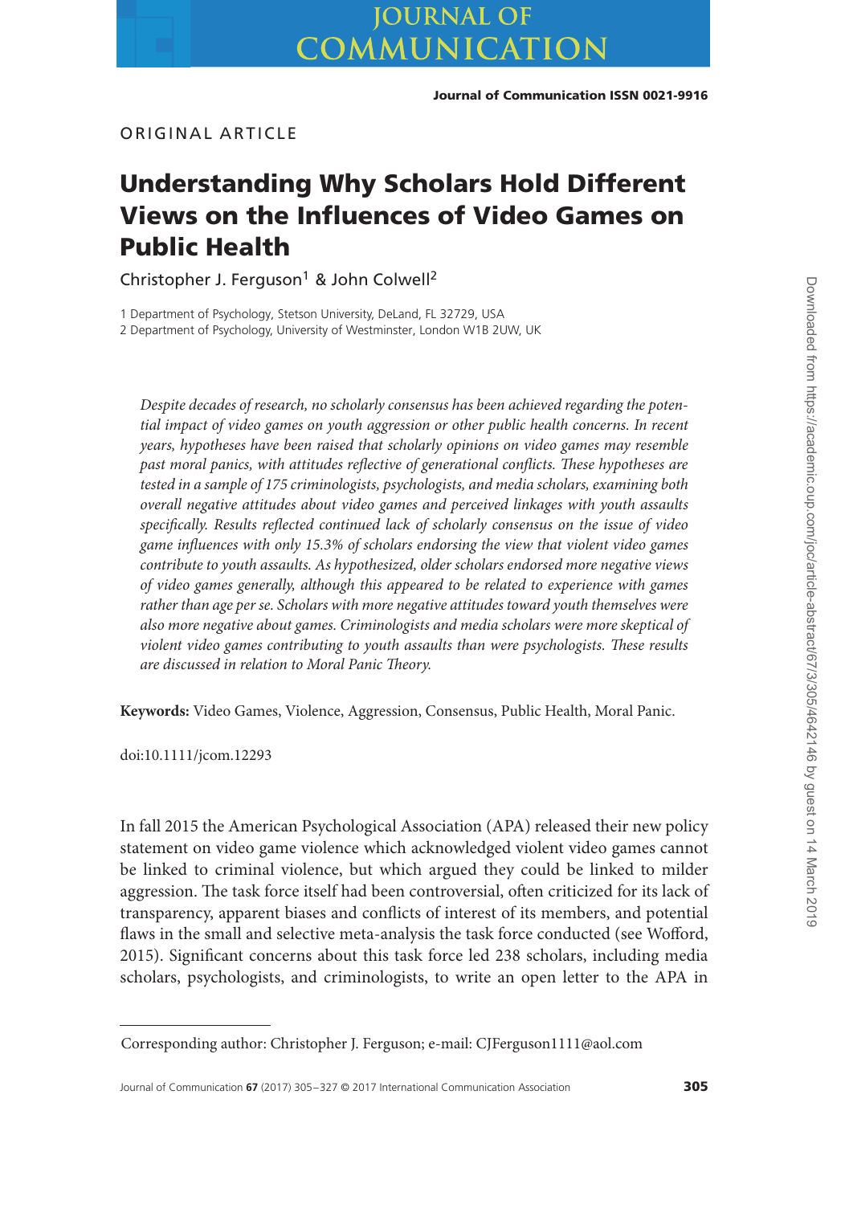ORIGINAL ARTICLE

# Understanding Why Scholars Hold Different Views on the Influences of Video Games on Public Health

Christopher J. Ferguson[1] & John Colwell[2]

1 Department of Psychology, Stetson University, DeLand, FL 32729, USA
2 Department of Psychology, University of Westminster, London W1B 2UW, UK

*Despite decades of research, no scholarly consensus has been achieved regarding the potential impact of video games on youth aggression or other public health concerns. In recent years, hypotheses have been raised that scholarly opinions on video games may resemble past moral panics, with attitudes reflective of generational conflicts. These hypotheses are tested in a sample of 175 criminologists, psychologists, and media scholars, examining both overall negative attitudes about video games and perceived linkages with youth assaults specifically. Results reflected continued lack of scholarly consensus on the issue of video game influences with only 15.3% of scholars endorsing the view that violent video games contribute to youth assaults. As hypothesized, older scholars endorsed more negative views of video games generally, although this appeared to be related to experience with games rather than age per se. Scholars with more negative attitudes toward youth themselves were also more negative about games. Criminologists and media scholars were more skeptical of violent video games contributing to youth assaults than were psychologists. These results are discussed in relation to Moral Panic Theory.*

**Keywords:** Video Games, Violence, Aggression, Consensus, Public Health, Moral Panic.

doi:10.1111/jcom.12293

In fall 2015 the American Psychological Association (APA) released their new policy statement on video game violence which acknowledged violent video games cannot be linked to criminal violence, but which argued they could be linked to milder aggression. The task force itself had been controversial, often criticized for its lack of transparency, apparent biases and conflicts of interest of its members, and potential flaws in the small and selective meta-analysis the task force conducted (see Wofford, 2015). Significant concerns about this task force led 238 scholars, including media scholars, psychologists, and criminologists, to write an open letter to the APA in

Corresponding author: Christopher J. Ferguson; e-mail: CJFerguson1111@aol.com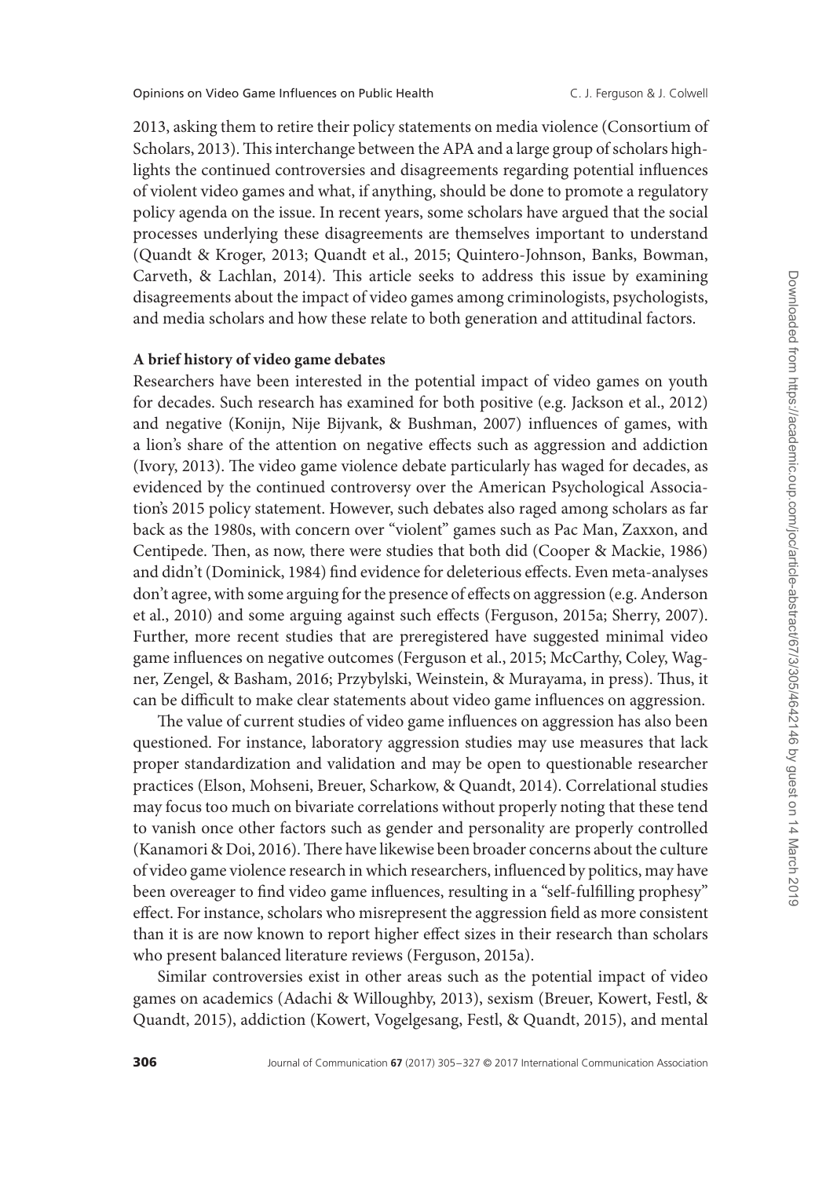2013, asking them to retire their policy statements on media violence (Consortium of Scholars, 2013). This interchange between the APA and a large group of scholars highlights the continued controversies and disagreements regarding potential influences of violent video games and what, if anything, should be done to promote a regulatory policy agenda on the issue. In recent years, some scholars have argued that the social processes underlying these disagreements are themselves important to understand (Quandt & Kroger, 2013; Quandt et al., 2015; Quintero-Johnson, Banks, Bowman, Carveth, & Lachlan, 2014). This article seeks to address this issue by examining disagreements about the impact of video games among criminologists, psychologists, and media scholars and how these relate to both generation and attitudinal factors.

**A brief history of video game debates**

Researchers have been interested in the potential impact of video games on youth for decades. Such research has examined for both positive (e.g. Jackson et al., 2012) and negative (Konijn, Nije Bijvank, & Bushman, 2007) influences of games, with a lion's share of the attention on negative effects such as aggression and addiction (Ivory, 2013). The video game violence debate particularly has waged for decades, as evidenced by the continued controversy over the American Psychological Association's 2015 policy statement. However, such debates also raged among scholars as far back as the 1980s, with concern over "violent" games such as Pac Man, Zaxxon, and Centipede. Then, as now, there were studies that both did (Cooper & Mackie, 1986) and didn't (Dominick, 1984) find evidence for deleterious effects. Even meta-analyses don't agree, with some arguing for the presence of effects on aggression (e.g. Anderson et al., 2010) and some arguing against such effects (Ferguson, 2015a; Sherry, 2007). Further, more recent studies that are preregistered have suggested minimal video game influences on negative outcomes (Ferguson et al., 2015; McCarthy, Coley, Wagner, Zengel, & Basham, 2016; Przybylski, Weinstein, & Murayama, in press). Thus, it can be difficult to make clear statements about video game influences on aggression.

The value of current studies of video game influences on aggression has also been questioned. For instance, laboratory aggression studies may use measures that lack proper standardization and validation and may be open to questionable researcher practices (Elson, Mohseni, Breuer, Scharkow, & Quandt, 2014). Correlational studies may focus too much on bivariate correlations without properly noting that these tend to vanish once other factors such as gender and personality are properly controlled (Kanamori & Doi, 2016). There have likewise been broader concerns about the culture of video game violence research in which researchers, influenced by politics, may have been overeager to find video game influences, resulting in a "self-fulfilling prophesy" effect. For instance, scholars who misrepresent the aggression field as more consistent than it is are now known to report higher effect sizes in their research than scholars who present balanced literature reviews (Ferguson, 2015a).

Similar controversies exist in other areas such as the potential impact of video games on academics (Adachi & Willoughby, 2013), sexism (Breuer, Kowert, Festl, & Quandt, 2015), addiction (Kowert, Vogelgesang, Festl, & Quandt, 2015), and mental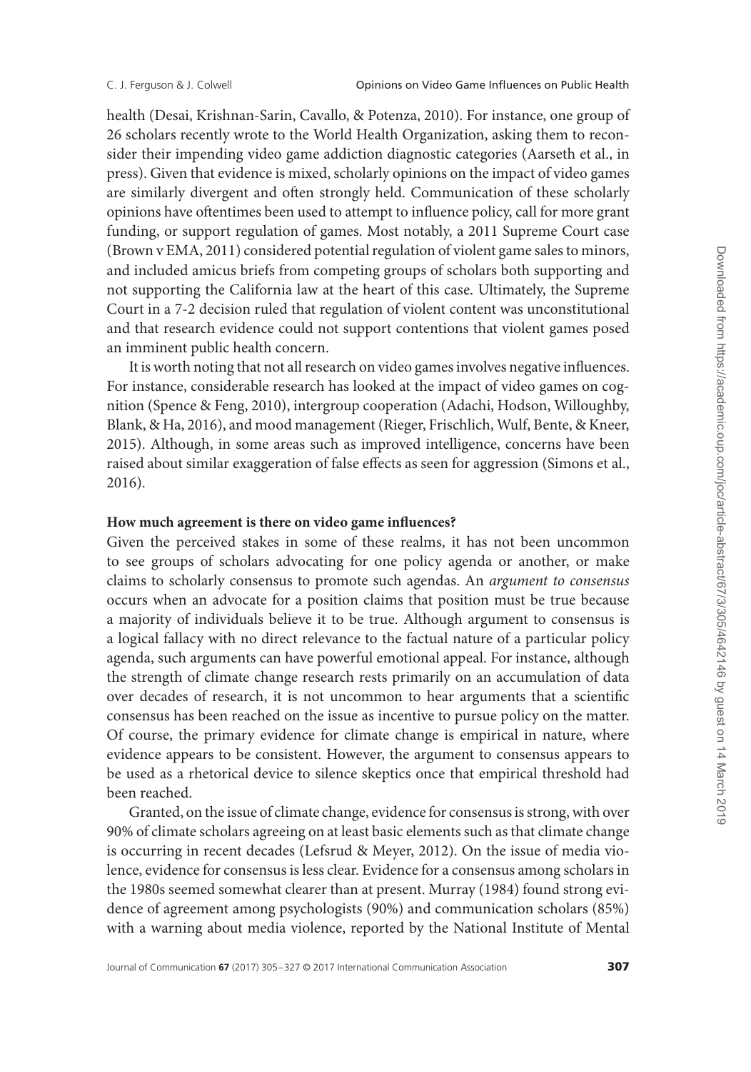health (Desai, Krishnan-Sarin, Cavallo, & Potenza, 2010). For instance, one group of 26 scholars recently wrote to the World Health Organization, asking them to reconsider their impending video game addiction diagnostic categories (Aarseth et al., in press). Given that evidence is mixed, scholarly opinions on the impact of video games are similarly divergent and often strongly held. Communication of these scholarly opinions have oftentimes been used to attempt to influence policy, call for more grant funding, or support regulation of games. Most notably, a 2011 Supreme Court case (Brown v EMA, 2011) considered potential regulation of violent game sales to minors, and included amicus briefs from competing groups of scholars both supporting and not supporting the California law at the heart of this case. Ultimately, the Supreme Court in a 7-2 decision ruled that regulation of violent content was unconstitutional and that research evidence could not support contentions that violent games posed an imminent public health concern.

It is worth noting that not all research on video games involves negative influences. For instance, considerable research has looked at the impact of video games on cognition (Spence & Feng, 2010), intergroup cooperation (Adachi, Hodson, Willoughby, Blank, & Ha, 2016), and mood management (Rieger, Frischlich, Wulf, Bente, & Kneer, 2015). Although, in some areas such as improved intelligence, concerns have been raised about similar exaggeration of false effects as seen for aggression (Simons et al., 2016).

**How much agreement is there on video game influences?**

Given the perceived stakes in some of these realms, it has not been uncommon to see groups of scholars advocating for one policy agenda or another, or make claims to scholarly consensus to promote such agendas. An *argument to consensus* occurs when an advocate for a position claims that position must be true because a majority of individuals believe it to be true. Although argument to consensus is a logical fallacy with no direct relevance to the factual nature of a particular policy agenda, such arguments can have powerful emotional appeal. For instance, although the strength of climate change research rests primarily on an accumulation of data over decades of research, it is not uncommon to hear arguments that a scientific consensus has been reached on the issue as incentive to pursue policy on the matter. Of course, the primary evidence for climate change is empirical in nature, where evidence appears to be consistent. However, the argument to consensus appears to be used as a rhetorical device to silence skeptics once that empirical threshold had been reached.

Granted, on the issue of climate change, evidence for consensus is strong, with over 90% of climate scholars agreeing on at least basic elements such as that climate change is occurring in recent decades (Lefsrud & Meyer, 2012). On the issue of media violence, evidence for consensus is less clear. Evidence for a consensus among scholars in the 1980s seemed somewhat clearer than at present. Murray (1984) found strong evidence of agreement among psychologists (90%) and communication scholars (85%) with a warning about media violence, reported by the National Institute of Mental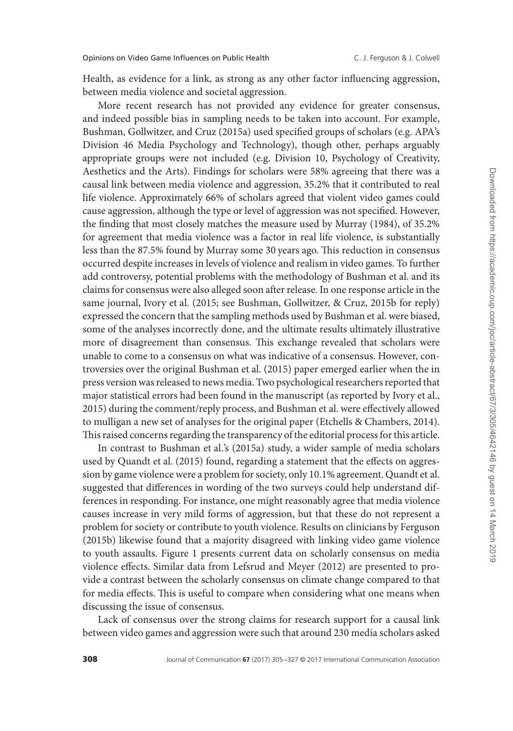Health, as evidence for a link, as strong as any other factor influencing aggression, between media violence and societal aggression.

More recent research has not provided any evidence for greater consensus, and indeed possible bias in sampling needs to be taken into account. For example, Bushman, Gollwitzer, and Cruz (2015a) used specified groups of scholars (e.g. APA's Division 46 Media Psychology and Technology), though other, perhaps arguably appropriate groups were not included (e.g. Division 10, Psychology of Creativity, Aesthetics and the Arts). Findings for scholars were 58% agreeing that there was a causal link between media violence and aggression, 35.2% that it contributed to real life violence. Approximately 66% of scholars agreed that violent video games could cause aggression, although the type or level of aggression was not specified. However, the finding that most closely matches the measure used by Murray (1984), of 35.2% for agreement that media violence was a factor in real life violence, is substantially less than the 87.5% found by Murray some 30 years ago. This reduction in consensus occurred despite increases in levels of violence and realism in video games. To further add controversy, potential problems with the methodology of Bushman et al. and its claims for consensus were also alleged soon after release. In one response article in the same journal, Ivory et al. (2015; see Bushman, Gollwitzer, & Cruz, 2015b for reply) expressed the concern that the sampling methods used by Bushman et al. were biased, some of the analyses incorrectly done, and the ultimate results ultimately illustrative more of disagreement than consensus. This exchange revealed that scholars were unable to come to a consensus on what was indicative of a consensus. However, controversies over the original Bushman et al. (2015) paper emerged earlier when the in press version was released to news media. Two psychological researchers reported that major statistical errors had been found in the manuscript (as reported by Ivory et al., 2015) during the comment/reply process, and Bushman et al. were effectively allowed to mulligan a new set of analyses for the original paper (Etchells & Chambers, 2014). This raised concerns regarding the transparency of the editorial process for this article.

In contrast to Bushman et al.'s (2015a) study, a wider sample of media scholars used by Quandt et al. (2015) found, regarding a statement that the effects on aggression by game violence were a problem for society, only 10.1% agreement. Quandt et al. suggested that differences in wording of the two surveys could help understand differences in responding. For instance, one might reasonably agree that media violence causes increase in very mild forms of aggression, but that these do not represent a problem for society or contribute to youth violence. Results on clinicians by Ferguson (2015b) likewise found that a majority disagreed with linking video game violence to youth assaults. Figure 1 presents current data on scholarly consensus on media violence effects. Similar data from Lefsrud and Meyer (2012) are presented to provide a contrast between the scholarly consensus on climate change compared to that for media effects. This is useful to compare when considering what one means when discussing the issue of consensus.

Lack of consensus over the strong claims for research support for a causal link between video games and aggression were such that around 230 media scholars asked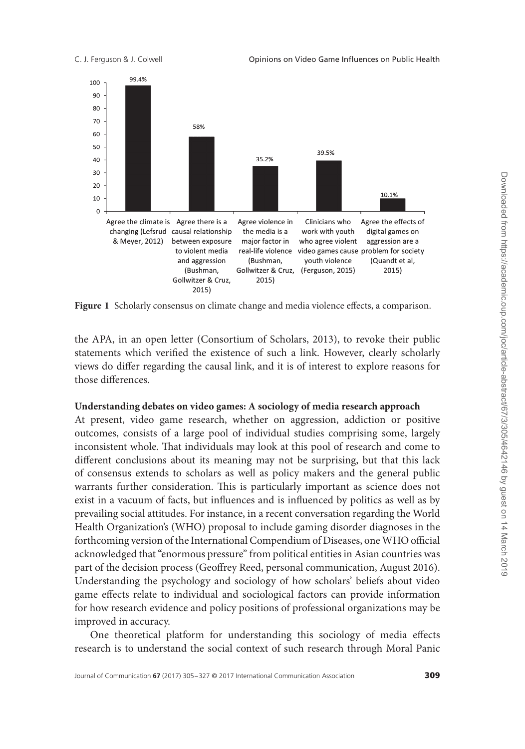Figure 1 Scholarly consensus on climate change and media violence effects, a comparison.

the APA, in an open letter (Consortium of Scholars, 2013), to revoke their public statements which verified the existence of such a link. However, clearly scholarly views do differ regarding the causal link, and it is of interest to explore reasons for those differences.

**Understanding debates on video games: A sociology of media research approach**

At present, video game research, whether on aggression, addiction or positive outcomes, consists of a large pool of individual studies comprising some, largely inconsistent whole. That individuals may look at this pool of research and come to different conclusions about its meaning may not be surprising, but that this lack of consensus extends to scholars as well as policy makers and the general public warrants further consideration. This is particularly important as science does not exist in a vacuum of facts, but influences and is influenced by politics as well as by prevailing social attitudes. For instance, in a recent conversation regarding the World Health Organization's (WHO) proposal to include gaming disorder diagnoses in the forthcoming version of the International Compendium of Diseases, one WHO official acknowledged that "enormous pressure" from political entities in Asian countries was part of the decision process (Geoffrey Reed, personal communication, August 2016). Understanding the psychology and sociology of how scholars' beliefs about video game effects relate to individual and sociological factors can provide information for how research evidence and policy positions of professional organizations may be improved in accuracy.

One theoretical platform for understanding this sociology of media effects research is to understand the social context of such research through Moral Panic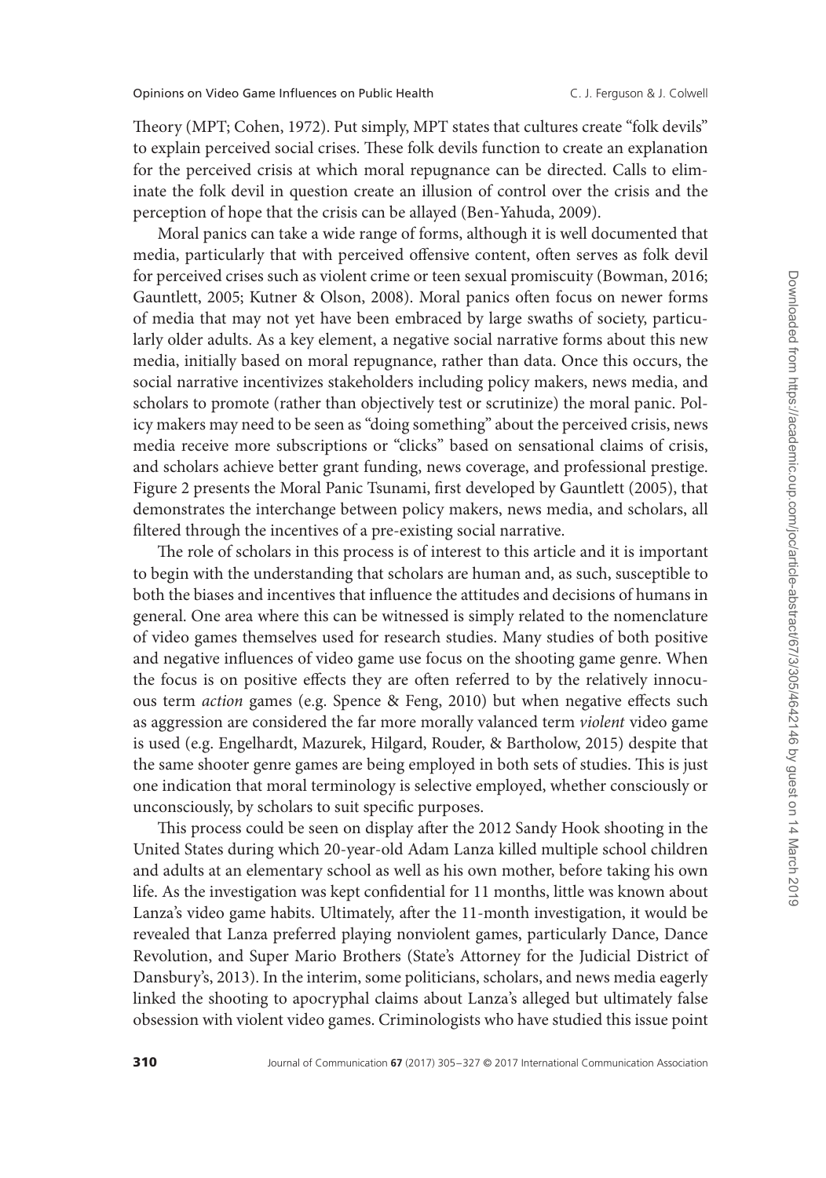Theory (MPT; Cohen, 1972). Put simply, MPT states that cultures create "folk devils" to explain perceived social crises. These folk devils function to create an explanation for the perceived crisis at which moral repugnance can be directed. Calls to eliminate the folk devil in question create an illusion of control over the crisis and the perception of hope that the crisis can be allayed (Ben-Yahuda, 2009).

Moral panics can take a wide range of forms, although it is well documented that media, particularly that with perceived offensive content, often serves as folk devil for perceived crises such as violent crime or teen sexual promiscuity (Bowman, 2016; Gauntlett, 2005; Kutner & Olson, 2008). Moral panics often focus on newer forms of media that may not yet have been embraced by large swaths of society, particularly older adults. As a key element, a negative social narrative forms about this new media, initially based on moral repugnance, rather than data. Once this occurs, the social narrative incentivizes stakeholders including policy makers, news media, and scholars to promote (rather than objectively test or scrutinize) the moral panic. Policy makers may need to be seen as "doing something" about the perceived crisis, news media receive more subscriptions or "clicks" based on sensational claims of crisis, and scholars achieve better grant funding, news coverage, and professional prestige. Figure 2 presents the Moral Panic Tsunami, first developed by Gauntlett (2005), that demonstrates the interchange between policy makers, news media, and scholars, all filtered through the incentives of a pre-existing social narrative.

The role of scholars in this process is of interest to this article and it is important to begin with the understanding that scholars are human and, as such, susceptible to both the biases and incentives that influence the attitudes and decisions of humans in general. One area where this can be witnessed is simply related to the nomenclature of video games themselves used for research studies. Many studies of both positive and negative influences of video game use focus on the shooting game genre. When the focus is on positive effects they are often referred to by the relatively innocuous term *action* games (e.g. Spence & Feng, 2010) but when negative effects such as aggression are considered the far more morally valanced term *violent* video game is used (e.g. Engelhardt, Mazurek, Hilgard, Rouder, & Bartholow, 2015) despite that the same shooter genre games are being employed in both sets of studies. This is just one indication that moral terminology is selective employed, whether consciously or unconsciously, by scholars to suit specific purposes.

This process could be seen on display after the 2012 Sandy Hook shooting in the United States during which 20-year-old Adam Lanza killed multiple school children and adults at an elementary school as well as his own mother, before taking his own life. As the investigation was kept confidential for 11 months, little was known about Lanza's video game habits. Ultimately, after the 11-month investigation, it would be revealed that Lanza preferred playing nonviolent games, particularly Dance, Dance Revolution, and Super Mario Brothers (State's Attorney for the Judicial District of Dansbury's, 2013). In the interim, some politicians, scholars, and news media eagerly linked the shooting to apocryphal claims about Lanza's alleged but ultimately false obsession with violent video games. Criminologists who have studied this issue point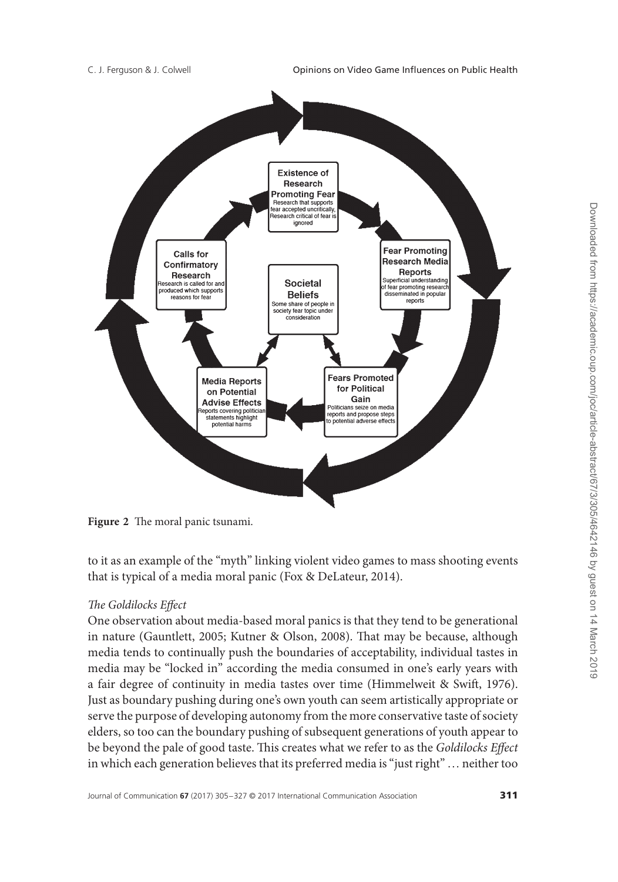**Figure 2** The moral panic tsunami.

to it as an example of the "myth" linking violent video games to mass shooting events that is typical of a media moral panic (Fox & DeLateur, 2014).

### *The Goldilocks Effect*

One observation about media-based moral panics is that they tend to be generational in nature (Gauntlett, 2005; Kutner & Olson, 2008). That may be because, although media tends to continually push the boundaries of acceptability, individual tastes in media may be "locked in" according the media consumed in one's early years with a fair degree of continuity in media tastes over time (Himmelweit & Swift, 1976). Just as boundary pushing during one's own youth can seem artistically appropriate or serve the purpose of developing autonomy from the more conservative taste of society elders, so too can the boundary pushing of subsequent generations of youth appear to be beyond the pale of good taste. This creates what we refer to as the *Goldilocks Effect* in which each generation believes that its preferred media is "just right" … neither too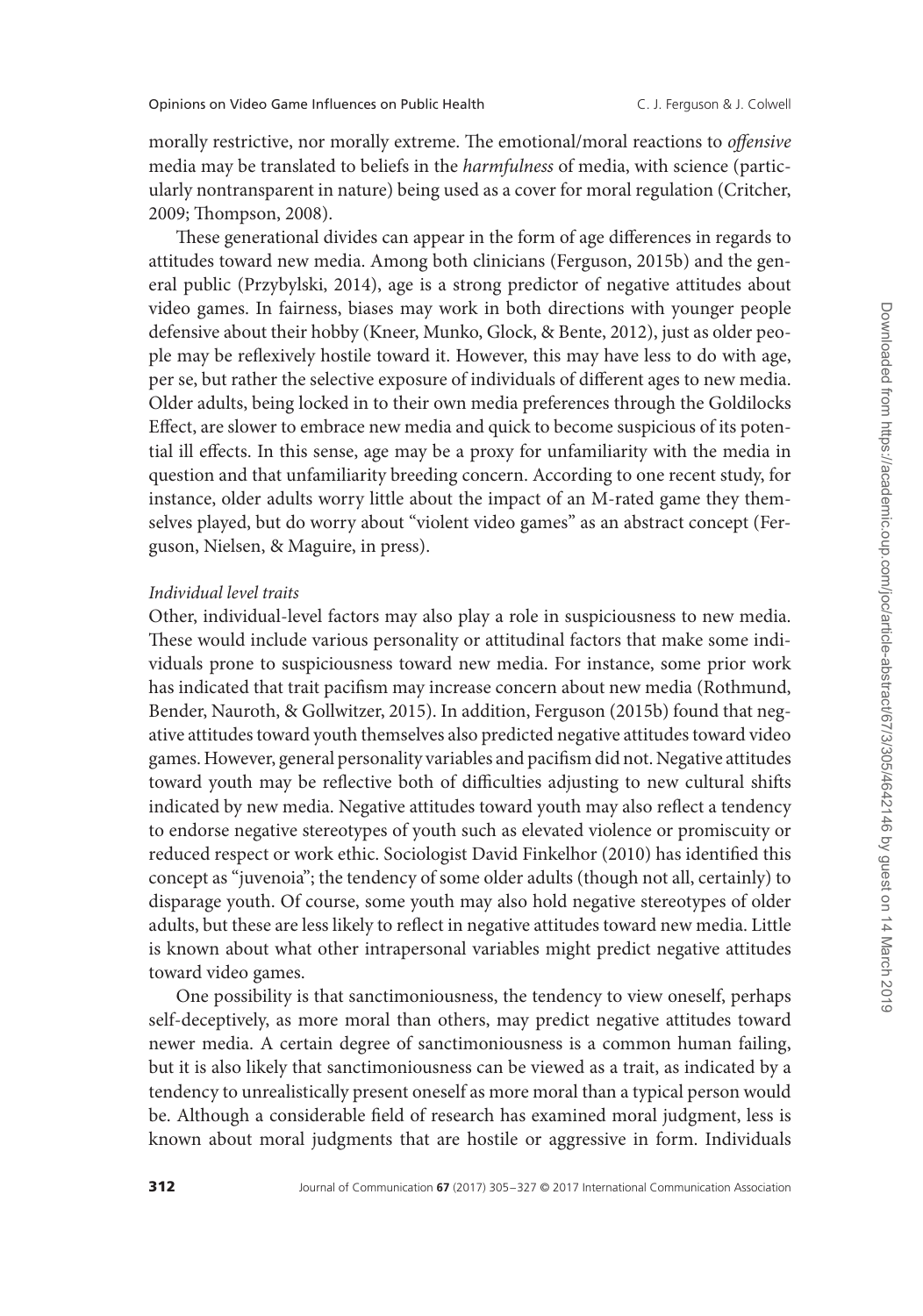morally restrictive, nor morally extreme. The emotional/moral reactions to *offensive* media may be translated to beliefs in the *harmfulness* of media, with science (particularly nontransparent in nature) being used as a cover for moral regulation (Critcher, 2009; Thompson, 2008).

These generational divides can appear in the form of age differences in regards to attitudes toward new media. Among both clinicians (Ferguson, 2015b) and the general public (Przybylski, 2014), age is a strong predictor of negative attitudes about video games. In fairness, biases may work in both directions with younger people defensive about their hobby (Kneer, Munko, Glock, & Bente, 2012), just as older people may be reflexively hostile toward it. However, this may have less to do with age, per se, but rather the selective exposure of individuals of different ages to new media. Older adults, being locked in to their own media preferences through the Goldilocks Effect, are slower to embrace new media and quick to become suspicious of its potential ill effects. In this sense, age may be a proxy for unfamiliarity with the media in question and that unfamiliarity breeding concern. According to one recent study, for instance, older adults worry little about the impact of an M-rated game they themselves played, but do worry about "violent video games" as an abstract concept (Ferguson, Nielsen, & Maguire, in press).

*Individual level traits*

Other, individual-level factors may also play a role in suspiciousness to new media. These would include various personality or attitudinal factors that make some individuals prone to suspiciousness toward new media. For instance, some prior work has indicated that trait pacifism may increase concern about new media (Rothmund, Bender, Nauroth, & Gollwitzer, 2015). In addition, Ferguson (2015b) found that negative attitudes toward youth themselves also predicted negative attitudes toward video games. However, general personality variables and pacifism did not. Negative attitudes toward youth may be reflective both of difficulties adjusting to new cultural shifts indicated by new media. Negative attitudes toward youth may also reflect a tendency to endorse negative stereotypes of youth such as elevated violence or promiscuity or reduced respect or work ethic. Sociologist David Finkelhor (2010) has identified this concept as "juvenoia"; the tendency of some older adults (though not all, certainly) to disparage youth. Of course, some youth may also hold negative stereotypes of older adults, but these are less likely to reflect in negative attitudes toward new media. Little is known about what other intrapersonal variables might predict negative attitudes toward video games.

One possibility is that sanctimoniousness, the tendency to view oneself, perhaps self-deceptively, as more moral than others, may predict negative attitudes toward newer media. A certain degree of sanctimoniousness is a common human failing, but it is also likely that sanctimoniousness can be viewed as a trait, as indicated by a tendency to unrealistically present oneself as more moral than a typical person would be. Although a considerable field of research has examined moral judgment, less is known about moral judgments that are hostile or aggressive in form. Individuals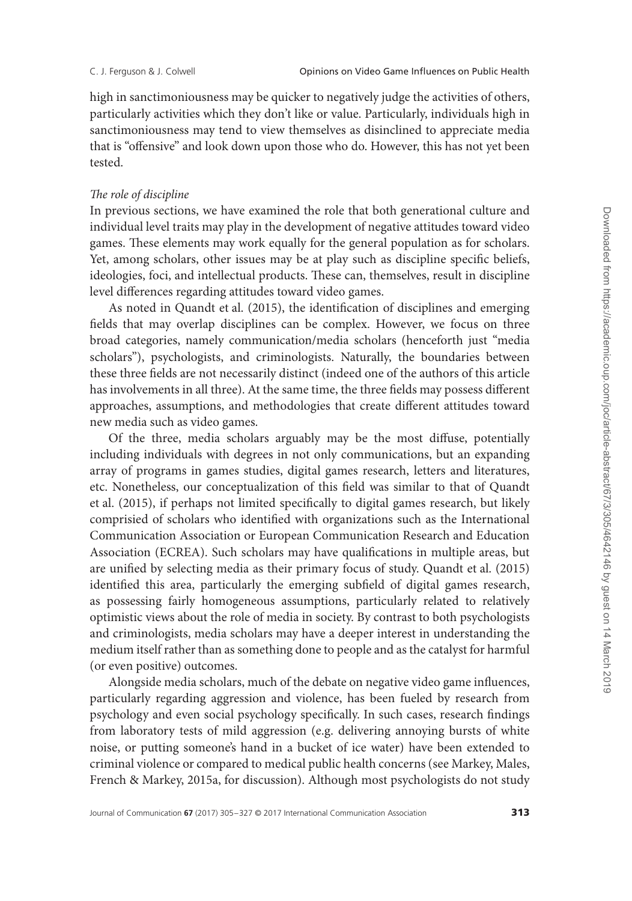high in sanctimoniousness may be quicker to negatively judge the activities of others, particularly activities which they don't like or value. Particularly, individuals high in sanctimoniousness may tend to view themselves as disinclined to appreciate media that is "offensive" and look down upon those who do. However, this has not yet been tested.

### *The role of discipline*

In previous sections, we have examined the role that both generational culture and individual level traits may play in the development of negative attitudes toward video games. These elements may work equally for the general population as for scholars. Yet, among scholars, other issues may be at play such as discipline specific beliefs, ideologies, foci, and intellectual products. These can, themselves, result in discipline level differences regarding attitudes toward video games.

As noted in Quandt et al. (2015), the identification of disciplines and emerging fields that may overlap disciplines can be complex. However, we focus on three broad categories, namely communication/media scholars (henceforth just "media scholars"), psychologists, and criminologists. Naturally, the boundaries between these three fields are not necessarily distinct (indeed one of the authors of this article has involvements in all three). At the same time, the three fields may possess different approaches, assumptions, and methodologies that create different attitudes toward new media such as video games.

Of the three, media scholars arguably may be the most diffuse, potentially including individuals with degrees in not only communications, but an expanding array of programs in games studies, digital games research, letters and literatures, etc. Nonetheless, our conceptualization of this field was similar to that of Quandt et al. (2015), if perhaps not limited specifically to digital games research, but likely comprisied of scholars who identified with organizations such as the International Communication Association or European Communication Research and Education Association (ECREA). Such scholars may have qualifications in multiple areas, but are unified by selecting media as their primary focus of study. Quandt et al. (2015) identified this area, particularly the emerging subfield of digital games research, as possessing fairly homogeneous assumptions, particularly related to relatively optimistic views about the role of media in society. By contrast to both psychologists and criminologists, media scholars may have a deeper interest in understanding the medium itself rather than as something done to people and as the catalyst for harmful (or even positive) outcomes.

Alongside media scholars, much of the debate on negative video game influences, particularly regarding aggression and violence, has been fueled by research from psychology and even social psychology specifically. In such cases, research findings from laboratory tests of mild aggression (e.g. delivering annoying bursts of white noise, or putting someone's hand in a bucket of ice water) have been extended to criminal violence or compared to medical public health concerns (see Markey, Males, French & Markey, 2015a, for discussion). Although most psychologists do not study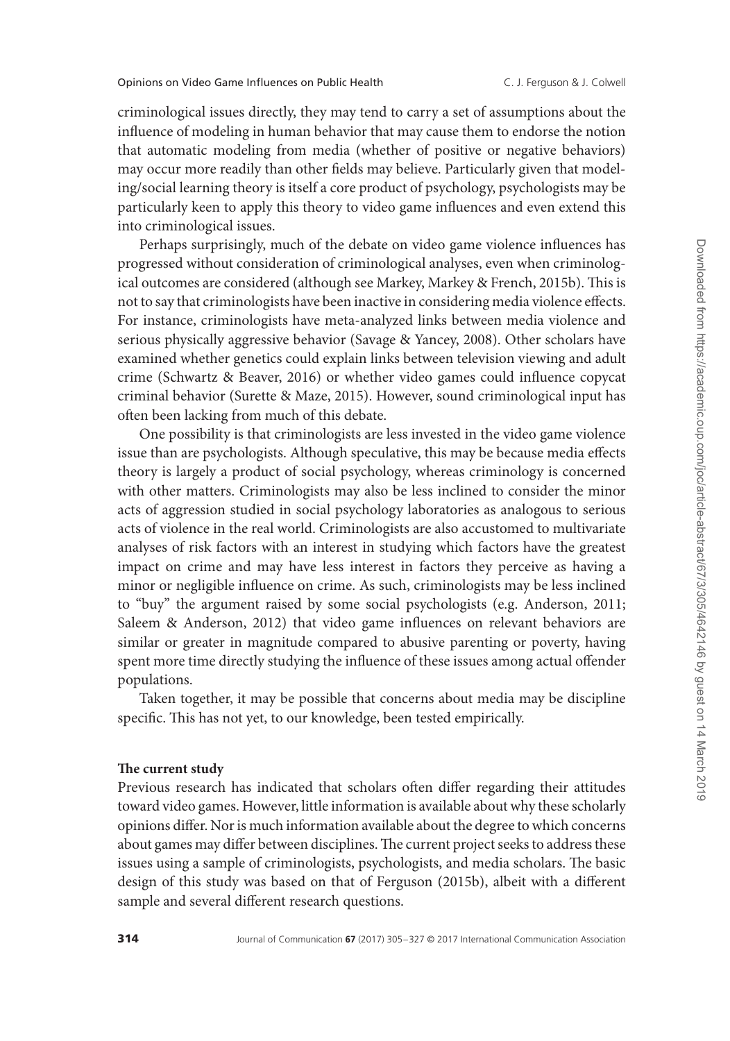criminological issues directly, they may tend to carry a set of assumptions about the influence of modeling in human behavior that may cause them to endorse the notion that automatic modeling from media (whether of positive or negative behaviors) may occur more readily than other fields may believe. Particularly given that modeling/social learning theory is itself a core product of psychology, psychologists may be particularly keen to apply this theory to video game influences and even extend this into criminological issues.

Perhaps surprisingly, much of the debate on video game violence influences has progressed without consideration of criminological analyses, even when criminological outcomes are considered (although see Markey, Markey & French, 2015b). This is not to say that criminologists have been inactive in considering media violence effects. For instance, criminologists have meta-analyzed links between media violence and serious physically aggressive behavior (Savage & Yancey, 2008). Other scholars have examined whether genetics could explain links between television viewing and adult crime (Schwartz & Beaver, 2016) or whether video games could influence copycat criminal behavior (Surette & Maze, 2015). However, sound criminological input has often been lacking from much of this debate.

One possibility is that criminologists are less invested in the video game violence issue than are psychologists. Although speculative, this may be because media effects theory is largely a product of social psychology, whereas criminology is concerned with other matters. Criminologists may also be less inclined to consider the minor acts of aggression studied in social psychology laboratories as analogous to serious acts of violence in the real world. Criminologists are also accustomed to multivariate analyses of risk factors with an interest in studying which factors have the greatest impact on crime and may have less interest in factors they perceive as having a minor or negligible influence on crime. As such, criminologists may be less inclined to "buy" the argument raised by some social psychologists (e.g. Anderson, 2011; Saleem & Anderson, 2012) that video game influences on relevant behaviors are similar or greater in magnitude compared to abusive parenting or poverty, having spent more time directly studying the influence of these issues among actual offender populations.

Taken together, it may be possible that concerns about media may be discipline specific. This has not yet, to our knowledge, been tested empirically.

**The current study**

Previous research has indicated that scholars often differ regarding their attitudes toward video games. However, little information is available about why these scholarly opinions differ. Nor is much information available about the degree to which concerns about games may differ between disciplines. The current project seeks to address these issues using a sample of criminologists, psychologists, and media scholars. The basic design of this study was based on that of Ferguson (2015b), albeit with a different sample and several different research questions.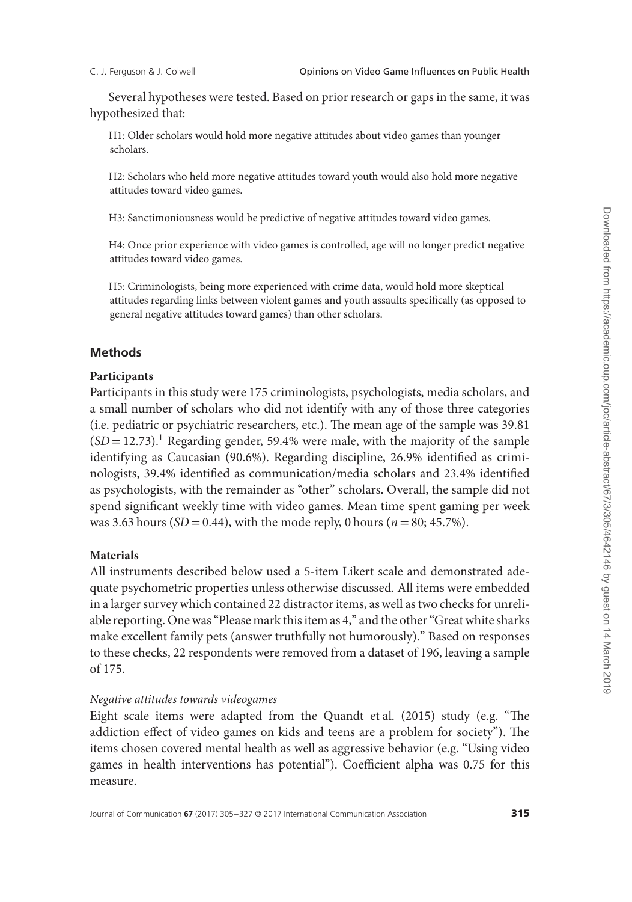Several hypotheses were tested. Based on prior research or gaps in the same, it was hypothesized that:

H1: Older scholars would hold more negative attitudes about video games than younger scholars.

H2: Scholars who held more negative attitudes toward youth would also hold more negative attitudes toward video games.

H3: Sanctimoniousness would be predictive of negative attitudes toward video games.

H4: Once prior experience with video games is controlled, age will no longer predict negative attitudes toward video games.

H5: Criminologists, being more experienced with crime data, would hold more skeptical attitudes regarding links between violent games and youth assaults specifically (as opposed to general negative attitudes toward games) than other scholars.

## Methods

### Participants

Participants in this study were 175 criminologists, psychologists, media scholars, and a small number of scholars who did not identify with any of those three categories (i.e. pediatric or psychiatric researchers, etc.). The mean age of the sample was 39.81 ($SD = 12.73$).[1] Regarding gender, 59.4% were male, with the majority of the sample identifying as Caucasian (90.6%). Regarding discipline, 26.9% identified as criminologists, 39.4% identified as communication/media scholars and 23.4% identified as psychologists, with the remainder as "other" scholars. Overall, the sample did not spend significant weekly time with video games. Mean time spent gaming per week was 3.63 hours ($SD = 0.44$), with the mode reply, 0 hours ($n = 80$; 45.7%).

### Materials

All instruments described below used a 5-item Likert scale and demonstrated adequate psychometric properties unless otherwise discussed. All items were embedded in a larger survey which contained 22 distractor items, as well as two checks for unreliable reporting. One was "Please mark this item as 4," and the other "Great white sharks make excellent family pets (answer truthfully not humorously)." Based on responses to these checks, 22 respondents were removed from a dataset of 196, leaving a sample of 175.

#### *Negative attitudes towards videogames*

Eight scale items were adapted from the Quandt et al. (2015) study (e.g. "The addiction effect of video games on kids and teens are a problem for society"). The items chosen covered mental health as well as aggressive behavior (e.g. "Using video games in health interventions has potential"). Coefficient alpha was 0.75 for this measure.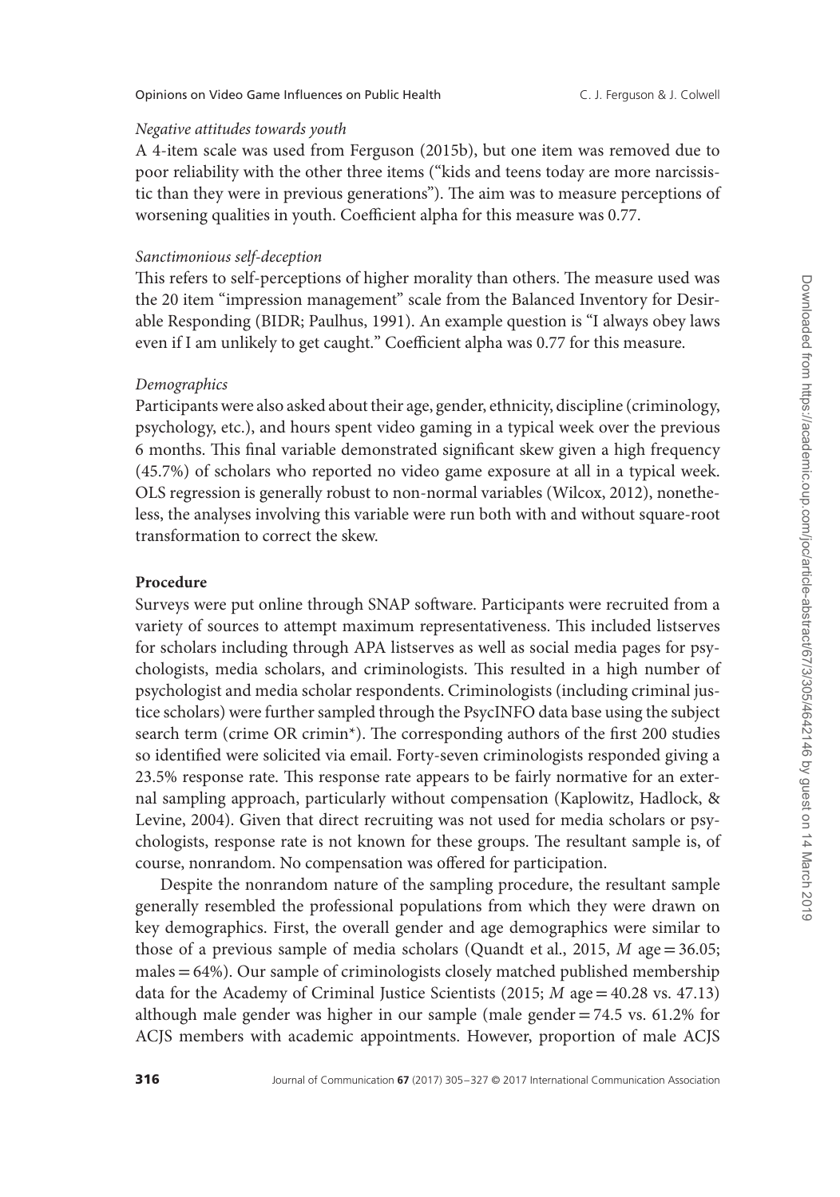*Negative attitudes towards youth*

A 4-item scale was used from Ferguson (2015b), but one item was removed due to poor reliability with the other three items ("kids and teens today are more narcissistic than they were in previous generations"). The aim was to measure perceptions of worsening qualities in youth. Coefficient alpha for this measure was 0.77.

*Sanctimonious self-deception*

This refers to self-perceptions of higher morality than others. The measure used was the 20 item "impression management" scale from the Balanced Inventory for Desirable Responding (BIDR; Paulhus, 1991). An example question is "I always obey laws even if I am unlikely to get caught." Coefficient alpha was 0.77 for this measure.

*Demographics*

Participants were also asked about their age, gender, ethnicity, discipline (criminology, psychology, etc.), and hours spent video gaming in a typical week over the previous 6 months. This final variable demonstrated significant skew given a high frequency (45.7%) of scholars who reported no video game exposure at all in a typical week. OLS regression is generally robust to non-normal variables (Wilcox, 2012), nonetheless, the analyses involving this variable were run both with and without square-root transformation to correct the skew.

**Procedure**

Surveys were put online through SNAP software. Participants were recruited from a variety of sources to attempt maximum representativeness. This included listserves for scholars including through APA listserves as well as social media pages for psychologists, media scholars, and criminologists. This resulted in a high number of psychologist and media scholar respondents. Criminologists (including criminal justice scholars) were further sampled through the PsycINFO data base using the subject search term (crime OR crimin*). The corresponding authors of the first 200 studies so identified were solicited via email. Forty-seven criminologists responded giving a 23.5% response rate. This response rate appears to be fairly normative for an external sampling approach, particularly without compensation (Kaplowitz, Hadlock, & Levine, 2004). Given that direct recruiting was not used for media scholars or psychologists, response rate is not known for these groups. The resultant sample is, of course, nonrandom. No compensation was offered for participation.

Despite the nonrandom nature of the sampling procedure, the resultant sample generally resembled the professional populations from which they were drawn on key demographics. First, the overall gender and age demographics were similar to those of a previous sample of media scholars (Quandt et al., 2015, $M$ age = 36.05; males = 64%). Our sample of criminologists closely matched published membership data for the Academy of Criminal Justice Scientists (2015; $M$ age = 40.28 vs. 47.13) although male gender was higher in our sample (male gender = 74.5 vs. 61.2% for ACJS members with academic appointments. However, proportion of male ACJS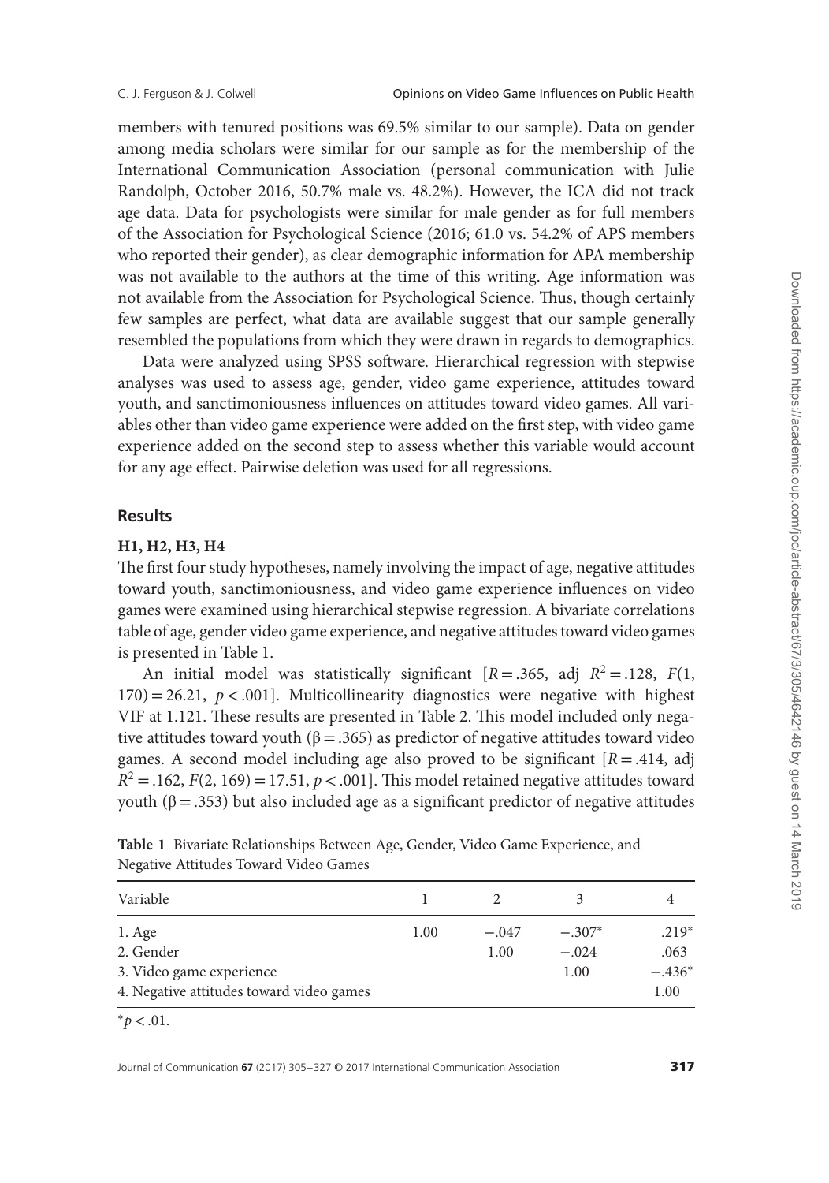members with tenured positions was 69.5% similar to our sample). Data on gender among media scholars were similar for our sample as for the membership of the International Communication Association (personal communication with Julie Randolph, October 2016, 50.7% male vs. 48.2%). However, the ICA did not track age data. Data for psychologists were similar for male gender as for full members of the Association for Psychological Science (2016; 61.0 vs. 54.2% of APS members who reported their gender), as clear demographic information for APA membership was not available to the authors at the time of this writing. Age information was not available from the Association for Psychological Science. Thus, though certainly few samples are perfect, what data are available suggest that our sample generally resembled the populations from which they were drawn in regards to demographics.

Data were analyzed using SPSS software. Hierarchical regression with stepwise analyses was used to assess age, gender, video game experience, attitudes toward youth, and sanctimoniousness influences on attitudes toward video games. All variables other than video game experience were added on the first step, with video game experience added on the second step to assess whether this variable would account for any age effect. Pairwise deletion was used for all regressions.

## Results

### H1, H2, H3, H4

The first four study hypotheses, namely involving the impact of age, negative attitudes toward youth, sanctimoniousness, and video game experience influences on video games were examined using hierarchical stepwise regression. A bivariate correlations table of age, gender video game experience, and negative attitudes toward video games is presented in Table 1.

An initial model was statistically significant [$R = .365$, adj $R^2 = .128$, $F(1, 170) = 26.21$, $p < .001$]. Multicollinearity diagnostics were negative with highest VIF at 1.121. These results are presented in Table 2. This model included only negative attitudes toward youth ($\beta = .365$) as predictor of negative attitudes toward video games. A second model including age also proved to be significant [$R = .414$, adj $R^2 = .162$, $F(2, 169) = 17.51$, $p < .001$]. This model retained negative attitudes toward youth ($\beta = .353$) but also included age as a significant predictor of negative attitudes

**Table 1** Bivariate Relationships Between Age, Gender, Video Game Experience, and Negative Attitudes Toward Video Games

| Variable | 1 | 2 | 3 | 4 |
|---|---|---|---|---|
| 1. Age | 1.00 | −.047 | −.307* | .219* |
| 2. Gender | | 1.00 | −.024 | .063 |
| 3. Video game experience | | | 1.00 | −.436* |
| 4. Negative attitudes toward video games | | | | 1.00 |

*$p < .01$.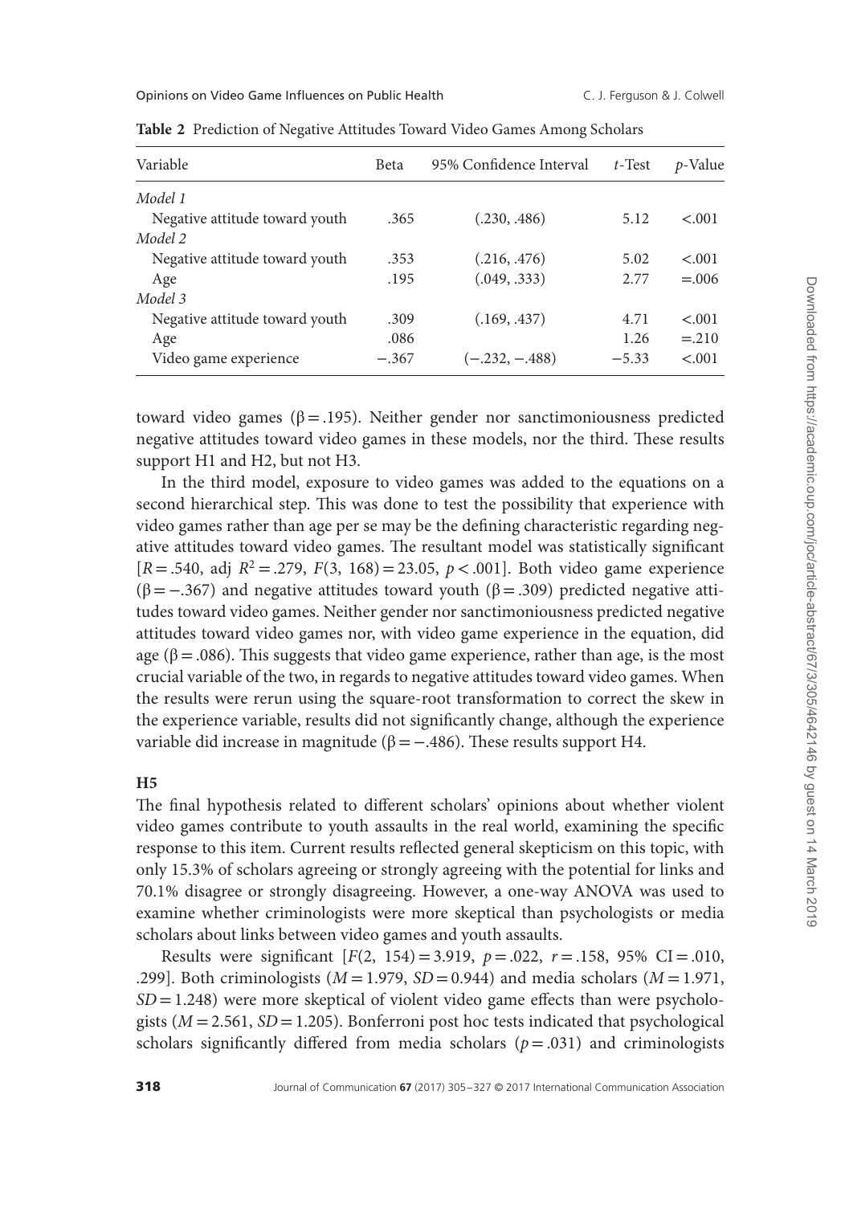**Table 2** Prediction of Negative Attitudes Toward Video Games Among Scholars

| Variable | Beta | 95% Confidence Interval | *t*-Test | *p*-Value |
|---|---|---|---|---|
| *Model 1* | | | | |
| Negative attitude toward youth | .365 | (.230, .486) | 5.12 | <.001 |
| *Model 2* | | | | |
| Negative attitude toward youth | .353 | (.216, .476) | 5.02 | <.001 |
| Age | .195 | (.049, .333) | 2.77 | =.006 |
| *Model 3* | | | | |
| Negative attitude toward youth | .309 | (.169, .437) | 4.71 | <.001 |
| Age | .086 | | 1.26 | =.210 |
| Video game experience | −.367 | (−.232, −.488) | −5.33 | <.001 |

toward video games ($\beta = .195$). Neither gender nor sanctimoniousness predicted negative attitudes toward video games in these models, nor the third. These results support H1 and H2, but not H3.

In the third model, exposure to video games was added to the equations on a second hierarchical step. This was done to test the possibility that experience with video games rather than age per se may be the defining characteristic regarding negative attitudes toward video games. The resultant model was statistically significant [$R = .540$, adj $R^2 = .279$, $F(3, 168) = 23.05$, $p < .001$]. Both video game experience ($\beta = -.367$) and negative attitudes toward youth ($\beta = .309$) predicted negative attitudes toward video games. Neither gender nor sanctimoniousness predicted negative attitudes toward video games nor, with video game experience in the equation, did age ($\beta = .086$). This suggests that video game experience, rather than age, is the most crucial variable of the two, in regards to negative attitudes toward video games. When the results were rerun using the square-root transformation to correct the skew in the experience variable, results did not significantly change, although the experience variable did increase in magnitude ($\beta = -.486$). These results support H4.

**H5**

The final hypothesis related to different scholars' opinions about whether violent video games contribute to youth assaults in the real world, examining the specific response to this item. Current results reflected general skepticism on this topic, with only 15.3% of scholars agreeing or strongly agreeing with the potential for links and 70.1% disagree or strongly disagreeing. However, a one-way ANOVA was used to examine whether criminologists were more skeptical than psychologists or media scholars about links between video games and youth assaults.

Results were significant [$F(2, 154) = 3.919$, $p = .022$, $r = .158$, 95% CI = .010, .299]. Both criminologists ($M = 1.979$, $SD = 0.944$) and media scholars ($M = 1.971$, $SD = 1.248$) were more skeptical of violent video game effects than were psychologists ($M = 2.561$, $SD = 1.205$). Bonferroni post hoc tests indicated that psychological scholars significantly differed from media scholars ($p = .031$) and criminologists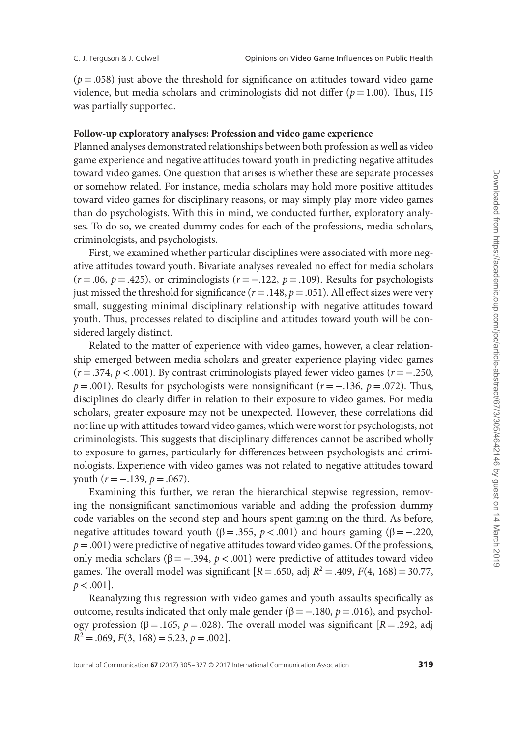($p = .058$) just above the threshold for significance on attitudes toward video game violence, but media scholars and criminologists did not differ ($p = 1.00$). Thus, H5 was partially supported.

**Follow-up exploratory analyses: Profession and video game experience**

Planned analyses demonstrated relationships between both profession as well as video game experience and negative attitudes toward youth in predicting negative attitudes toward video games. One question that arises is whether these are separate processes or somehow related. For instance, media scholars may hold more positive attitudes toward video games for disciplinary reasons, or may simply play more video games than do psychologists. With this in mind, we conducted further, exploratory analyses. To do so, we created dummy codes for each of the professions, media scholars, criminologists, and psychologists.

First, we examined whether particular disciplines were associated with more negative attitudes toward youth. Bivariate analyses revealed no effect for media scholars ($r = .06$, $p = .425$), or criminologists ($r = -.122$, $p = .109$). Results for psychologists just missed the threshold for significance ($r = .148$, $p = .051$). All effect sizes were very small, suggesting minimal disciplinary relationship with negative attitudes toward youth. Thus, processes related to discipline and attitudes toward youth will be considered largely distinct.

Related to the matter of experience with video games, however, a clear relationship emerged between media scholars and greater experience playing video games ($r = .374$, $p < .001$). By contrast criminologists played fewer video games ($r = -.250$, $p = .001$). Results for psychologists were nonsignificant ($r = -.136$, $p = .072$). Thus, disciplines do clearly differ in relation to their exposure to video games. For media scholars, greater exposure may not be unexpected. However, these correlations did not line up with attitudes toward video games, which were worst for psychologists, not criminologists. This suggests that disciplinary differences cannot be ascribed wholly to exposure to games, particularly for differences between psychologists and criminologists. Experience with video games was not related to negative attitudes toward youth ($r = -.139$, $p = .067$).

Examining this further, we reran the hierarchical stepwise regression, removing the nonsignificant sanctimonious variable and adding the profession dummy code variables on the second step and hours spent gaming on the third. As before, negative attitudes toward youth ($\beta = .355$, $p < .001$) and hours gaming ($\beta = -.220$, $p = .001$) were predictive of negative attitudes toward video games. Of the professions, only media scholars ($\beta = -.394$, $p < .001$) were predictive of attitudes toward video games. The overall model was significant [$R = .650$, adj $R^2 = .409$, $F(4, 168) = 30.77$, $p < .001$].

Reanalyzing this regression with video games and youth assaults specifically as outcome, results indicated that only male gender ($\beta = -.180$, $p = .016$), and psychology profession ($\beta = .165$, $p = .028$). The overall model was significant [$R = .292$, adj $R^2 = .069$, $F(3, 168) = 5.23$, $p = .002$].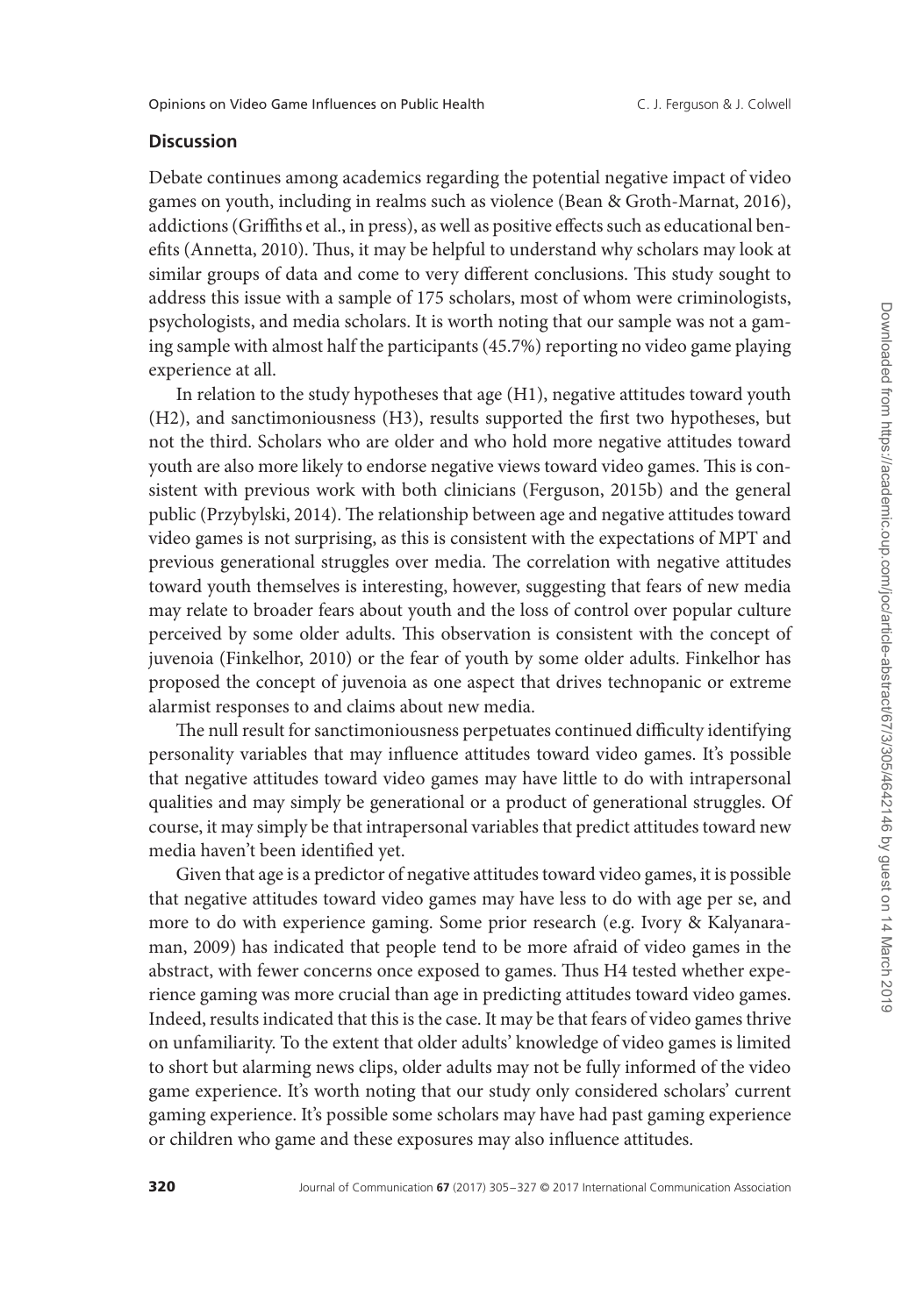## Discussion

Debate continues among academics regarding the potential negative impact of video games on youth, including in realms such as violence (Bean & Groth-Marnat, 2016), addictions (Griffiths et al., in press), as well as positive effects such as educational benefits (Annetta, 2010). Thus, it may be helpful to understand why scholars may look at similar groups of data and come to very different conclusions. This study sought to address this issue with a sample of 175 scholars, most of whom were criminologists, psychologists, and media scholars. It is worth noting that our sample was not a gaming sample with almost half the participants (45.7%) reporting no video game playing experience at all.

In relation to the study hypotheses that age (H1), negative attitudes toward youth (H2), and sanctimoniousness (H3), results supported the first two hypotheses, but not the third. Scholars who are older and who hold more negative attitudes toward youth are also more likely to endorse negative views toward video games. This is consistent with previous work with both clinicians (Ferguson, 2015b) and the general public (Przybylski, 2014). The relationship between age and negative attitudes toward video games is not surprising, as this is consistent with the expectations of MPT and previous generational struggles over media. The correlation with negative attitudes toward youth themselves is interesting, however, suggesting that fears of new media may relate to broader fears about youth and the loss of control over popular culture perceived by some older adults. This observation is consistent with the concept of juvenoia (Finkelhor, 2010) or the fear of youth by some older adults. Finkelhor has proposed the concept of juvenoia as one aspect that drives technopanic or extreme alarmist responses to and claims about new media.

The null result for sanctimoniousness perpetuates continued difficulty identifying personality variables that may influence attitudes toward video games. It's possible that negative attitudes toward video games may have little to do with intrapersonal qualities and may simply be generational or a product of generational struggles. Of course, it may simply be that intrapersonal variables that predict attitudes toward new media haven't been identified yet.

Given that age is a predictor of negative attitudes toward video games, it is possible that negative attitudes toward video games may have less to do with age per se, and more to do with experience gaming. Some prior research (e.g. Ivory & Kalyanaraman, 2009) has indicated that people tend to be more afraid of video games in the abstract, with fewer concerns once exposed to games. Thus H4 tested whether experience gaming was more crucial than age in predicting attitudes toward video games. Indeed, results indicated that this is the case. It may be that fears of video games thrive on unfamiliarity. To the extent that older adults' knowledge of video games is limited to short but alarming news clips, older adults may not be fully informed of the video game experience. It's worth noting that our study only considered scholars' current gaming experience. It's possible some scholars may have had past gaming experience or children who game and these exposures may also influence attitudes.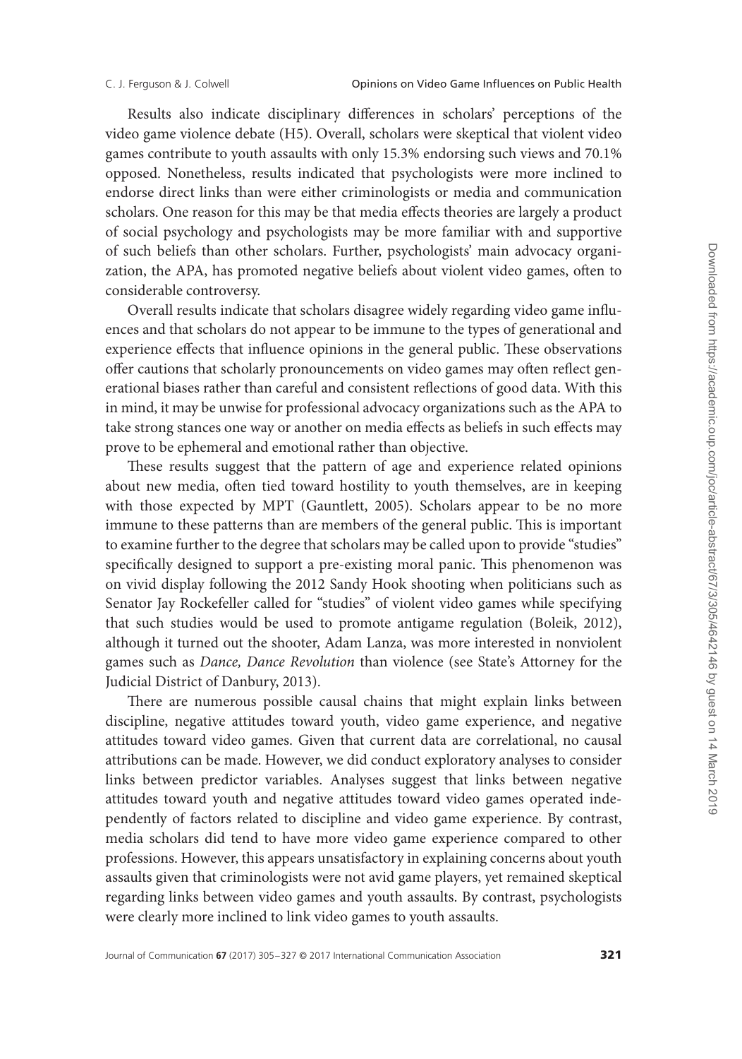Results also indicate disciplinary differences in scholars' perceptions of the video game violence debate (H5). Overall, scholars were skeptical that violent video games contribute to youth assaults with only 15.3% endorsing such views and 70.1% opposed. Nonetheless, results indicated that psychologists were more inclined to endorse direct links than were either criminologists or media and communication scholars. One reason for this may be that media effects theories are largely a product of social psychology and psychologists may be more familiar with and supportive of such beliefs than other scholars. Further, psychologists' main advocacy organization, the APA, has promoted negative beliefs about violent video games, often to considerable controversy.

Overall results indicate that scholars disagree widely regarding video game influences and that scholars do not appear to be immune to the types of generational and experience effects that influence opinions in the general public. These observations offer cautions that scholarly pronouncements on video games may often reflect generational biases rather than careful and consistent reflections of good data. With this in mind, it may be unwise for professional advocacy organizations such as the APA to take strong stances one way or another on media effects as beliefs in such effects may prove to be ephemeral and emotional rather than objective.

These results suggest that the pattern of age and experience related opinions about new media, often tied toward hostility to youth themselves, are in keeping with those expected by MPT (Gauntlett, 2005). Scholars appear to be no more immune to these patterns than are members of the general public. This is important to examine further to the degree that scholars may be called upon to provide "studies" specifically designed to support a pre-existing moral panic. This phenomenon was on vivid display following the 2012 Sandy Hook shooting when politicians such as Senator Jay Rockefeller called for "studies" of violent video games while specifying that such studies would be used to promote antigame regulation (Boleik, 2012), although it turned out the shooter, Adam Lanza, was more interested in nonviolent games such as *Dance, Dance Revolution* than violence (see State's Attorney for the Judicial District of Danbury, 2013).

There are numerous possible causal chains that might explain links between discipline, negative attitudes toward youth, video game experience, and negative attitudes toward video games. Given that current data are correlational, no causal attributions can be made. However, we did conduct exploratory analyses to consider links between predictor variables. Analyses suggest that links between negative attitudes toward youth and negative attitudes toward video games operated independently of factors related to discipline and video game experience. By contrast, media scholars did tend to have more video game experience compared to other professions. However, this appears unsatisfactory in explaining concerns about youth assaults given that criminologists were not avid game players, yet remained skeptical regarding links between video games and youth assaults. By contrast, psychologists were clearly more inclined to link video games to youth assaults.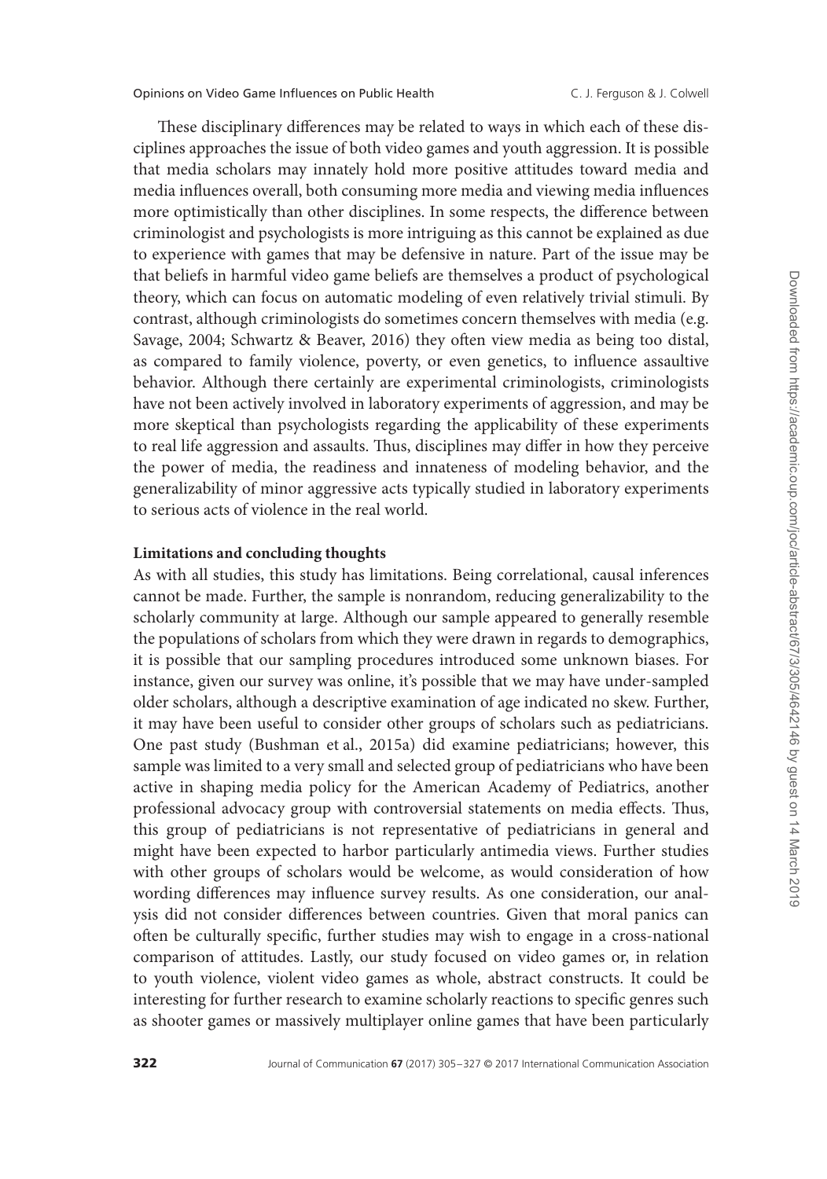These disciplinary differences may be related to ways in which each of these disciplines approaches the issue of both video games and youth aggression. It is possible that media scholars may innately hold more positive attitudes toward media and media influences overall, both consuming more media and viewing media influences more optimistically than other disciplines. In some respects, the difference between criminologist and psychologists is more intriguing as this cannot be explained as due to experience with games that may be defensive in nature. Part of the issue may be that beliefs in harmful video game beliefs are themselves a product of psychological theory, which can focus on automatic modeling of even relatively trivial stimuli. By contrast, although criminologists do sometimes concern themselves with media (e.g. Savage, 2004; Schwartz & Beaver, 2016) they often view media as being too distal, as compared to family violence, poverty, or even genetics, to influence assaultive behavior. Although there certainly are experimental criminologists, criminologists have not been actively involved in laboratory experiments of aggression, and may be more skeptical than psychologists regarding the applicability of these experiments to real life aggression and assaults. Thus, disciplines may differ in how they perceive the power of media, the readiness and innateness of modeling behavior, and the generalizability of minor aggressive acts typically studied in laboratory experiments to serious acts of violence in the real world.

**Limitations and concluding thoughts**

As with all studies, this study has limitations. Being correlational, causal inferences cannot be made. Further, the sample is nonrandom, reducing generalizability to the scholarly community at large. Although our sample appeared to generally resemble the populations of scholars from which they were drawn in regards to demographics, it is possible that our sampling procedures introduced some unknown biases. For instance, given our survey was online, it's possible that we may have under-sampled older scholars, although a descriptive examination of age indicated no skew. Further, it may have been useful to consider other groups of scholars such as pediatricians. One past study (Bushman et al., 2015a) did examine pediatricians; however, this sample was limited to a very small and selected group of pediatricians who have been active in shaping media policy for the American Academy of Pediatrics, another professional advocacy group with controversial statements on media effects. Thus, this group of pediatricians is not representative of pediatricians in general and might have been expected to harbor particularly antimedia views. Further studies with other groups of scholars would be welcome, as would consideration of how wording differences may influence survey results. As one consideration, our analysis did not consider differences between countries. Given that moral panics can often be culturally specific, further studies may wish to engage in a cross-national comparison of attitudes. Lastly, our study focused on video games or, in relation to youth violence, violent video games as whole, abstract constructs. It could be interesting for further research to examine scholarly reactions to specific genres such as shooter games or massively multiplayer online games that have been particularly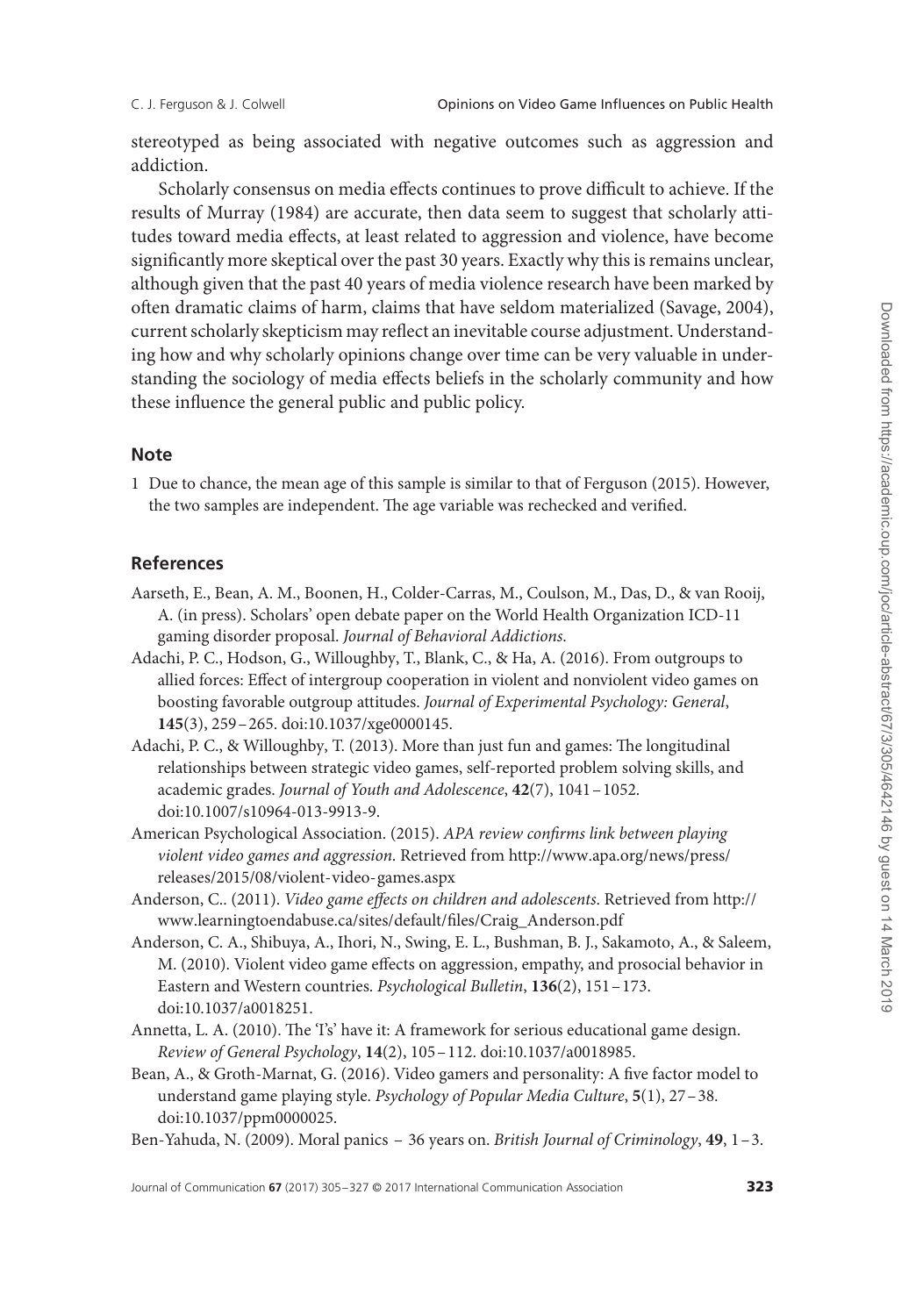stereotyped as being associated with negative outcomes such as aggression and addiction.

Scholarly consensus on media effects continues to prove difficult to achieve. If the results of Murray (1984) are accurate, then data seem to suggest that scholarly attitudes toward media effects, at least related to aggression and violence, have become significantly more skeptical over the past 30 years. Exactly why this is remains unclear, although given that the past 40 years of media violence research have been marked by often dramatic claims of harm, claims that have seldom materialized (Savage, 2004), current scholarly skepticism may reflect an inevitable course adjustment. Understanding how and why scholarly opinions change over time can be very valuable in understanding the sociology of media effects beliefs in the scholarly community and how these influence the general public and public policy.

## Note

1 Due to chance, the mean age of this sample is similar to that of Ferguson (2015). However, the two samples are independent. The age variable was rechecked and verified.

## References

Aarseth, E., Bean, A. M., Boonen, H., Colder-Carras, M., Coulson, M., Das, D., & van Rooij, A. (in press). Scholars' open debate paper on the World Health Organization ICD-11 gaming disorder proposal. *Journal of Behavioral Addictions*.

Adachi, P. C., Hodson, G., Willoughby, T., Blank, C., & Ha, A. (2016). From outgroups to allied forces: Effect of intergroup cooperation in violent and nonviolent video games on boosting favorable outgroup attitudes. *Journal of Experimental Psychology: General*, **145**(3), 259 – 265. doi:10.1037/xge0000145.

Adachi, P. C., & Willoughby, T. (2013). More than just fun and games: The longitudinal relationships between strategic video games, self-reported problem solving skills, and academic grades. *Journal of Youth and Adolescence*, **42**(7), 1041 – 1052. doi:10.1007/s10964-013-9913-9.

American Psychological Association. (2015). *APA review confirms link between playing violent video games and aggression*. Retrieved from http://www.apa.org/news/press/releases/2015/08/violent-video-games.aspx

Anderson, C.. (2011). *Video game effects on children and adolescents*. Retrieved from http://www.learningtoendabuse.ca/sites/default/files/Craig_Anderson.pdf

Anderson, C. A., Shibuya, A., Ihori, N., Swing, E. L., Bushman, B. J., Sakamoto, A., & Saleem, M. (2010). Violent video game effects on aggression, empathy, and prosocial behavior in Eastern and Western countries. *Psychological Bulletin*, **136**(2), 151 – 173. doi:10.1037/a0018251.

Annetta, L. A. (2010). The 'I's' have it: A framework for serious educational game design. *Review of General Psychology*, **14**(2), 105 – 112. doi:10.1037/a0018985.

Bean, A., & Groth-Marnat, G. (2016). Video gamers and personality: A five factor model to understand game playing style. *Psychology of Popular Media Culture*, **5**(1), 27 – 38. doi:10.1037/ppm0000025.

Ben-Yahuda, N. (2009). Moral panics – 36 years on. *British Journal of Criminology*, **49**, 1 – 3.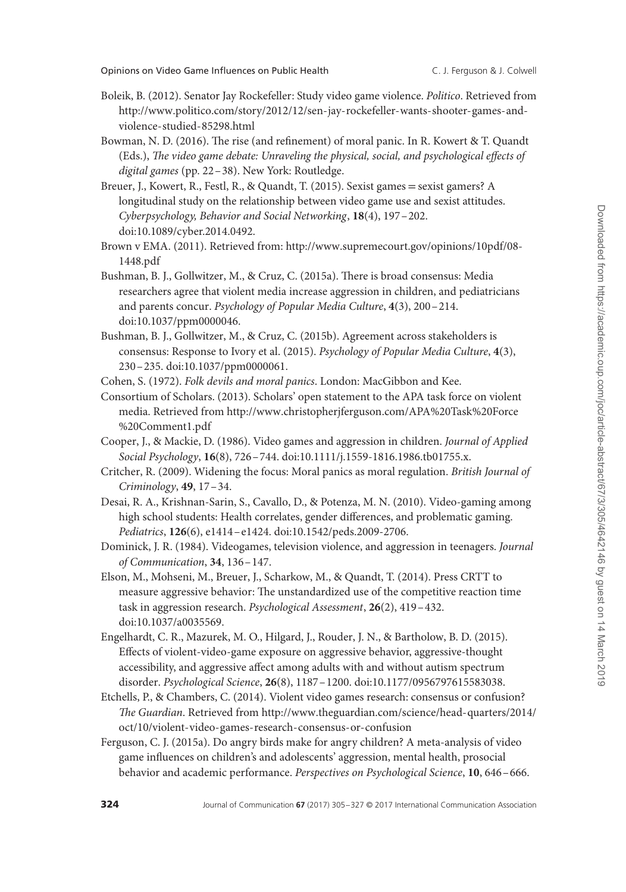Boleik, B. (2012). Senator Jay Rockefeller: Study video game violence. *Politico*. Retrieved from http://www.politico.com/story/2012/12/sen-jay-rockefeller-wants-shooter-games-and-violence-studied-85298.html

Bowman, N. D. (2016). The rise (and refinement) of moral panic. In R. Kowert & T. Quandt (Eds.), *The video game debate: Unraveling the physical, social, and psychological effects of digital games* (pp. 22–38). New York: Routledge.

Breuer, J., Kowert, R., Festl, R., & Quandt, T. (2015). Sexist games = sexist gamers? A longitudinal study on the relationship between video game use and sexist attitudes. *Cyberpsychology, Behavior and Social Networking*, **18**(4), 197–202. doi:10.1089/cyber.2014.0492.

Brown v EMA. (2011). Retrieved from: http://www.supremecourt.gov/opinions/10pdf/08-1448.pdf

Bushman, B. J., Gollwitzer, M., & Cruz, C. (2015a). There is broad consensus: Media researchers agree that violent media increase aggression in children, and pediatricians and parents concur. *Psychology of Popular Media Culture*, **4**(3), 200–214. doi:10.1037/ppm0000046.

Bushman, B. J., Gollwitzer, M., & Cruz, C. (2015b). Agreement across stakeholders is consensus: Response to Ivory et al. (2015). *Psychology of Popular Media Culture*, **4**(3), 230–235. doi:10.1037/ppm0000061.

Cohen, S. (1972). *Folk devils and moral panics*. London: MacGibbon and Kee.

Consortium of Scholars. (2013). Scholars' open statement to the APA task force on violent media. Retrieved from http://www.christopherjferguson.com/APA%20Task%20Force%20Comment1.pdf

Cooper, J., & Mackie, D. (1986). Video games and aggression in children. *Journal of Applied Social Psychology*, **16**(8), 726–744. doi:10.1111/j.1559-1816.1986.tb01755.x.

Critcher, R. (2009). Widening the focus: Moral panics as moral regulation. *British Journal of Criminology*, **49**, 17–34.

Desai, R. A., Krishnan-Sarin, S., Cavallo, D., & Potenza, M. N. (2010). Video-gaming among high school students: Health correlates, gender differences, and problematic gaming. *Pediatrics*, **126**(6), e1414–e1424. doi:10.1542/peds.2009-2706.

Dominick, J. R. (1984). Videogames, television violence, and aggression in teenagers. *Journal of Communication*, **34**, 136–147.

Elson, M., Mohseni, M., Breuer, J., Scharkow, M., & Quandt, T. (2014). Press CRTT to measure aggressive behavior: The unstandardized use of the competitive reaction time task in aggression research. *Psychological Assessment*, **26**(2), 419–432. doi:10.1037/a0035569.

Engelhardt, C. R., Mazurek, M. O., Hilgard, J., Rouder, J. N., & Bartholow, B. D. (2015). Effects of violent-video-game exposure on aggressive behavior, aggressive-thought accessibility, and aggressive affect among adults with and without autism spectrum disorder. *Psychological Science*, **26**(8), 1187–1200. doi:10.1177/0956797615583038.

Etchells, P., & Chambers, C. (2014). Violent video games research: consensus or confusion? *The Guardian*. Retrieved from http://www.theguardian.com/science/head-quarters/2014/oct/10/violent-video-games-research-consensus-or-confusion

Ferguson, C. J. (2015a). Do angry birds make for angry children? A meta-analysis of video game influences on children's and adolescents' aggression, mental health, prosocial behavior and academic performance. *Perspectives on Psychological Science*, **10**, 646–666.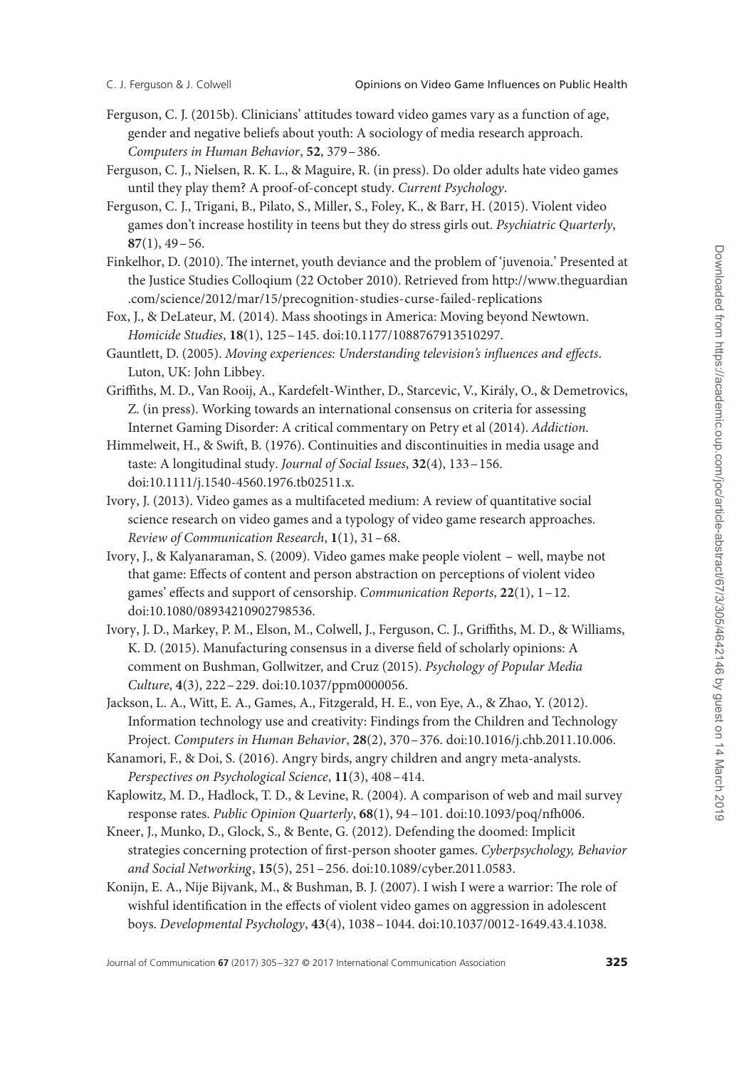Ferguson, C. J. (2015b). Clinicians' attitudes toward video games vary as a function of age, gender and negative beliefs about youth: A sociology of media research approach. *Computers in Human Behavior*, **52**, 379 – 386.

Ferguson, C. J., Nielsen, R. K. L., & Maguire, R. (in press). Do older adults hate video games until they play them? A proof-of-concept study. *Current Psychology*.

Ferguson, C. J., Trigani, B., Pilato, S., Miller, S., Foley, K., & Barr, H. (2015). Violent video games don't increase hostility in teens but they do stress girls out. *Psychiatric Quarterly*, **87**(1), 49 – 56.

Finkelhor, D. (2010). The internet, youth deviance and the problem of 'juvenoia.' Presented at the Justice Studies Colloqium (22 October 2010). Retrieved from http://www.theguardian.com/science/2012/mar/15/precognition-studies-curse-failed-replications

Fox, J., & DeLateur, M. (2014). Mass shootings in America: Moving beyond Newtown. *Homicide Studies*, **18**(1), 125 – 145. doi:10.1177/1088767913510297.

Gauntlett, D. (2005). *Moving experiences: Understanding television's influences and effects*. Luton, UK: John Libbey.

Griffiths, M. D., Van Rooij, A., Kardefelt-Winther, D., Starcevic, V., Király, O., & Demetrovics, Z. (in press). Working towards an international consensus on criteria for assessing Internet Gaming Disorder: A critical commentary on Petry et al (2014). *Addiction*.

Himmelweit, H., & Swift, B. (1976). Continuities and discontinuities in media usage and taste: A longitudinal study. *Journal of Social Issues*, **32**(4), 133 – 156. doi:10.1111/j.1540-4560.1976.tb02511.x.

Ivory, J. (2013). Video games as a multifaceted medium: A review of quantitative social science research on video games and a typology of video game research approaches. *Review of Communication Research*, **1**(1), 31 – 68.

Ivory, J., & Kalyanaraman, S. (2009). Video games make people violent – well, maybe not that game: Effects of content and person abstraction on perceptions of violent video games' effects and support of censorship. *Communication Reports*, **22**(1), 1 – 12. doi:10.1080/08934210902798536.

Ivory, J. D., Markey, P. M., Elson, M., Colwell, J., Ferguson, C. J., Griffiths, M. D., & Williams, K. D. (2015). Manufacturing consensus in a diverse field of scholarly opinions: A comment on Bushman, Gollwitzer, and Cruz (2015). *Psychology of Popular Media Culture*, **4**(3), 222 – 229. doi:10.1037/ppm0000056.

Jackson, L. A., Witt, E. A., Games, A., Fitzgerald, H. E., von Eye, A., & Zhao, Y. (2012). Information technology use and creativity: Findings from the Children and Technology Project. *Computers in Human Behavior*, **28**(2), 370 – 376. doi:10.1016/j.chb.2011.10.006.

Kanamori, F., & Doi, S. (2016). Angry birds, angry children and angry meta-analysts. *Perspectives on Psychological Science*, **11**(3), 408 – 414.

Kaplowitz, M. D., Hadlock, T. D., & Levine, R. (2004). A comparison of web and mail survey response rates. *Public Opinion Quarterly*, **68**(1), 94 – 101. doi:10.1093/poq/nfh006.

Kneer, J., Munko, D., Glock, S., & Bente, G. (2012). Defending the doomed: Implicit strategies concerning protection of first-person shooter games. *Cyberpsychology, Behavior and Social Networking*, **15**(5), 251 – 256. doi:10.1089/cyber.2011.0583.

Konijn, E. A., Nije Bijvank, M., & Bushman, B. J. (2007). I wish I were a warrior: The role of wishful identification in the effects of violent video games on aggression in adolescent boys. *Developmental Psychology*, **43**(4), 1038 – 1044. doi:10.1037/0012-1649.43.4.1038.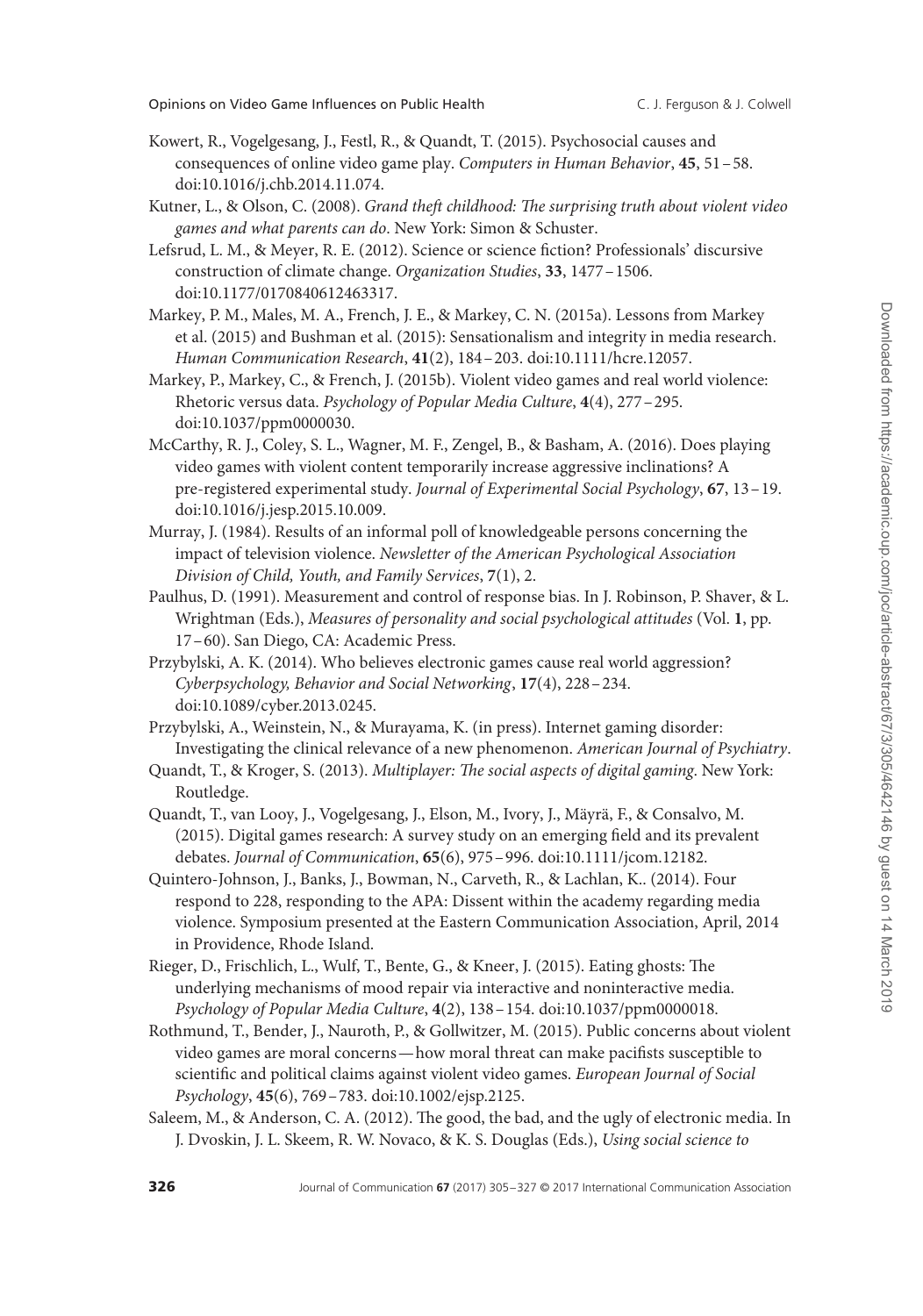Kowert, R., Vogelgesang, J., Festl, R., & Quandt, T. (2015). Psychosocial causes and consequences of online video game play. *Computers in Human Behavior*, **45**, 51–58. doi:10.1016/j.chb.2014.11.074.

Kutner, L., & Olson, C. (2008). *Grand theft childhood: The surprising truth about violent video games and what parents can do*. New York: Simon & Schuster.

Lefsrud, L. M., & Meyer, R. E. (2012). Science or science fiction? Professionals' discursive construction of climate change. *Organization Studies*, **33**, 1477–1506. doi:10.1177/0170840612463317.

Markey, P. M., Males, M. A., French, J. E., & Markey, C. N. (2015a). Lessons from Markey et al. (2015) and Bushman et al. (2015): Sensationalism and integrity in media research. *Human Communication Research*, **41**(2), 184–203. doi:10.1111/hcre.12057.

Markey, P., Markey, C., & French, J. (2015b). Violent video games and real world violence: Rhetoric versus data. *Psychology of Popular Media Culture*, **4**(4), 277–295. doi:10.1037/ppm0000030.

McCarthy, R. J., Coley, S. L., Wagner, M. F., Zengel, B., & Basham, A. (2016). Does playing video games with violent content temporarily increase aggressive inclinations? A pre-registered experimental study. *Journal of Experimental Social Psychology*, **67**, 13–19. doi:10.1016/j.jesp.2015.10.009.

Murray, J. (1984). Results of an informal poll of knowledgeable persons concerning the impact of television violence. *Newsletter of the American Psychological Association Division of Child, Youth, and Family Services*, **7**(1), 2.

Paulhus, D. (1991). Measurement and control of response bias. In J. Robinson, P. Shaver, & L. Wrightman (Eds.), *Measures of personality and social psychological attitudes* (Vol. **1**, pp. 17–60). San Diego, CA: Academic Press.

Przybylski, A. K. (2014). Who believes electronic games cause real world aggression? *Cyberpsychology, Behavior and Social Networking*, **17**(4), 228–234. doi:10.1089/cyber.2013.0245.

Przybylski, A., Weinstein, N., & Murayama, K. (in press). Internet gaming disorder: Investigating the clinical relevance of a new phenomenon. *American Journal of Psychiatry*.

Quandt, T., & Kroger, S. (2013). *Multiplayer: The social aspects of digital gaming*. New York: Routledge.

Quandt, T., van Looy, J., Vogelgesang, J., Elson, M., Ivory, J., Mäyrä, F., & Consalvo, M. (2015). Digital games research: A survey study on an emerging field and its prevalent debates. *Journal of Communication*, **65**(6), 975–996. doi:10.1111/jcom.12182.

Quintero-Johnson, J., Banks, J., Bowman, N., Carveth, R., & Lachlan, K.. (2014). Four respond to 228, responding to the APA: Dissent within the academy regarding media violence. Symposium presented at the Eastern Communication Association, April, 2014 in Providence, Rhode Island.

Rieger, D., Frischlich, L., Wulf, T., Bente, G., & Kneer, J. (2015). Eating ghosts: The underlying mechanisms of mood repair via interactive and noninteractive media. *Psychology of Popular Media Culture*, **4**(2), 138–154. doi:10.1037/ppm0000018.

Rothmund, T., Bender, J., Nauroth, P., & Gollwitzer, M. (2015). Public concerns about violent video games are moral concerns—how moral threat can make pacifists susceptible to scientific and political claims against violent video games. *European Journal of Social Psychology*, **45**(6), 769–783. doi:10.1002/ejsp.2125.

Saleem, M., & Anderson, C. A. (2012). The good, the bad, and the ugly of electronic media. In J. Dvoskin, J. L. Skeem, R. W. Novaco, & K. S. Douglas (Eds.), *Using social science to*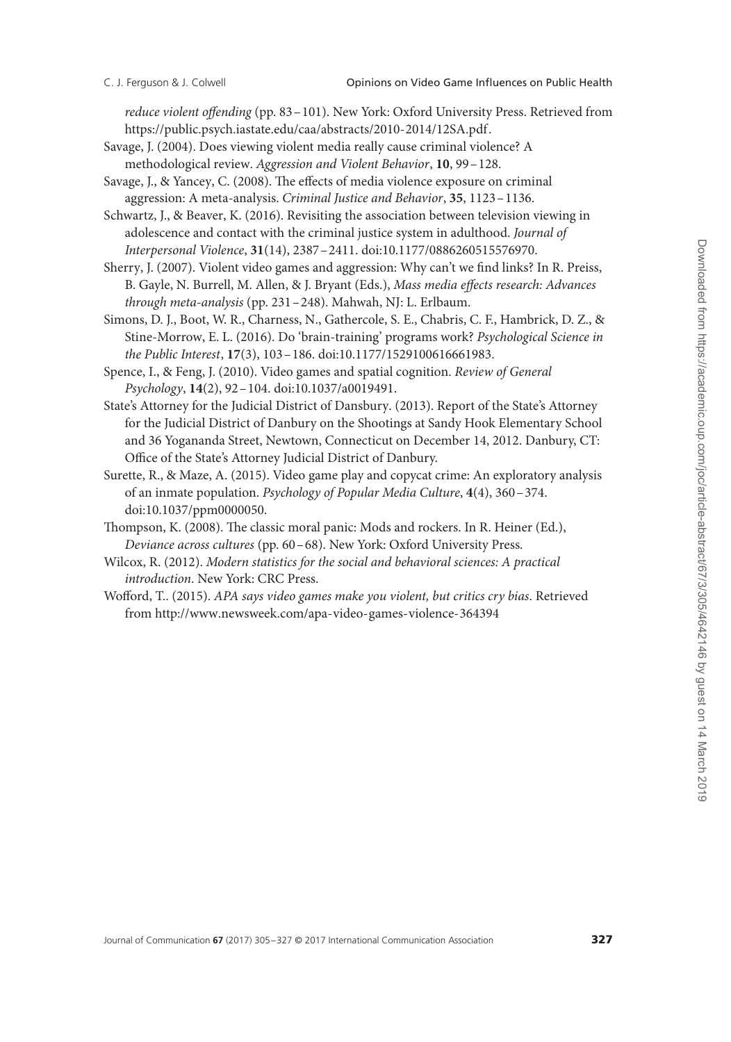*reduce violent offending* (pp. 83 – 101). New York: Oxford University Press. Retrieved from https://public.psych.iastate.edu/caa/abstracts/2010-2014/12SA.pdf.

Savage, J. (2004). Does viewing violent media really cause criminal violence? A methodological review. *Aggression and Violent Behavior*, **10**, 99 – 128.

Savage, J., & Yancey, C. (2008). The effects of media violence exposure on criminal aggression: A meta-analysis. *Criminal Justice and Behavior*, **35**, 1123 – 1136.

Schwartz, J., & Beaver, K. (2016). Revisiting the association between television viewing in adolescence and contact with the criminal justice system in adulthood. *Journal of Interpersonal Violence*, **31**(14), 2387 – 2411. doi:10.1177/0886260515576970.

Sherry, J. (2007). Violent video games and aggression: Why can't we find links? In R. Preiss, B. Gayle, N. Burrell, M. Allen, & J. Bryant (Eds.), *Mass media effects research: Advances through meta-analysis* (pp. 231 – 248). Mahwah, NJ: L. Erlbaum.

Simons, D. J., Boot, W. R., Charness, N., Gathercole, S. E., Chabris, C. F., Hambrick, D. Z., & Stine-Morrow, E. L. (2016). Do 'brain-training' programs work? *Psychological Science in the Public Interest*, **17**(3), 103 – 186. doi:10.1177/1529100616661983.

Spence, I., & Feng, J. (2010). Video games and spatial cognition. *Review of General Psychology*, **14**(2), 92 – 104. doi:10.1037/a0019491.

State's Attorney for the Judicial District of Dansbury. (2013). Report of the State's Attorney for the Judicial District of Danbury on the Shootings at Sandy Hook Elementary School and 36 Yogananda Street, Newtown, Connecticut on December 14, 2012. Danbury, CT: Office of the State's Attorney Judicial District of Danbury.

Surette, R., & Maze, A. (2015). Video game play and copycat crime: An exploratory analysis of an inmate population. *Psychology of Popular Media Culture*, **4**(4), 360 – 374. doi:10.1037/ppm0000050.

Thompson, K. (2008). The classic moral panic: Mods and rockers. In R. Heiner (Ed.), *Deviance across cultures* (pp. 60 – 68). New York: Oxford University Press.

Wilcox, R. (2012). *Modern statistics for the social and behavioral sciences: A practical introduction*. New York: CRC Press.

Wofford, T.. (2015). *APA says video games make you violent, but critics cry bias*. Retrieved from http://www.newsweek.com/apa-video-games-violence-364394